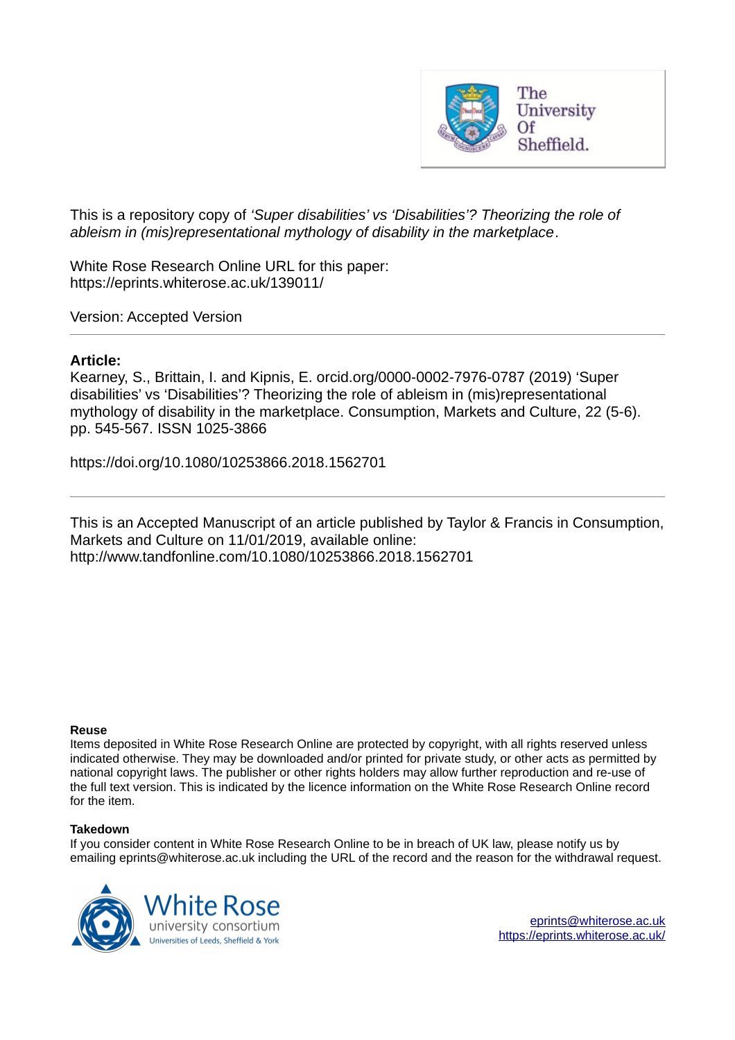This is a repository copy of *'Super disabilities' vs 'Disabilities'? Theorizing the role of ableism in (mis)representational mythology of disability in the marketplace*.

White Rose Research Online URL for this paper:
https://eprints.whiterose.ac.uk/139011/

Version: Accepted Version

---

**Article:**

Kearney, S., Brittain, I. and Kipnis, E. orcid.org/0000-0002-7976-0787 (2019) 'Super disabilities' vs 'Disabilities'? Theorizing the role of ableism in (mis)representational mythology of disability in the marketplace. Consumption, Markets and Culture, 22 (5-6). pp. 545-567. ISSN 1025-3866

https://doi.org/10.1080/10253866.2018.1562701

---

This is an Accepted Manuscript of an article published by Taylor & Francis in Consumption, Markets and Culture on 11/01/2019, available online: http://www.tandfonline.com/10.1080/10253866.2018.1562701

**Reuse**

Items deposited in White Rose Research Online are protected by copyright, with all rights reserved unless indicated otherwise. They may be downloaded and/or printed for private study, or other acts as permitted by national copyright laws. The publisher or other rights holders may allow further reproduction and re-use of the full text version. This is indicated by the licence information on the White Rose Research Online record for the item.

**Takedown**

If you consider content in White Rose Research Online to be in breach of UK law, please notify us by emailing eprints@whiterose.ac.uk including the URL of the record and the reason for the withdrawal request.

eprints@whiterose.ac.uk
https://eprints.whiterose.ac.uk/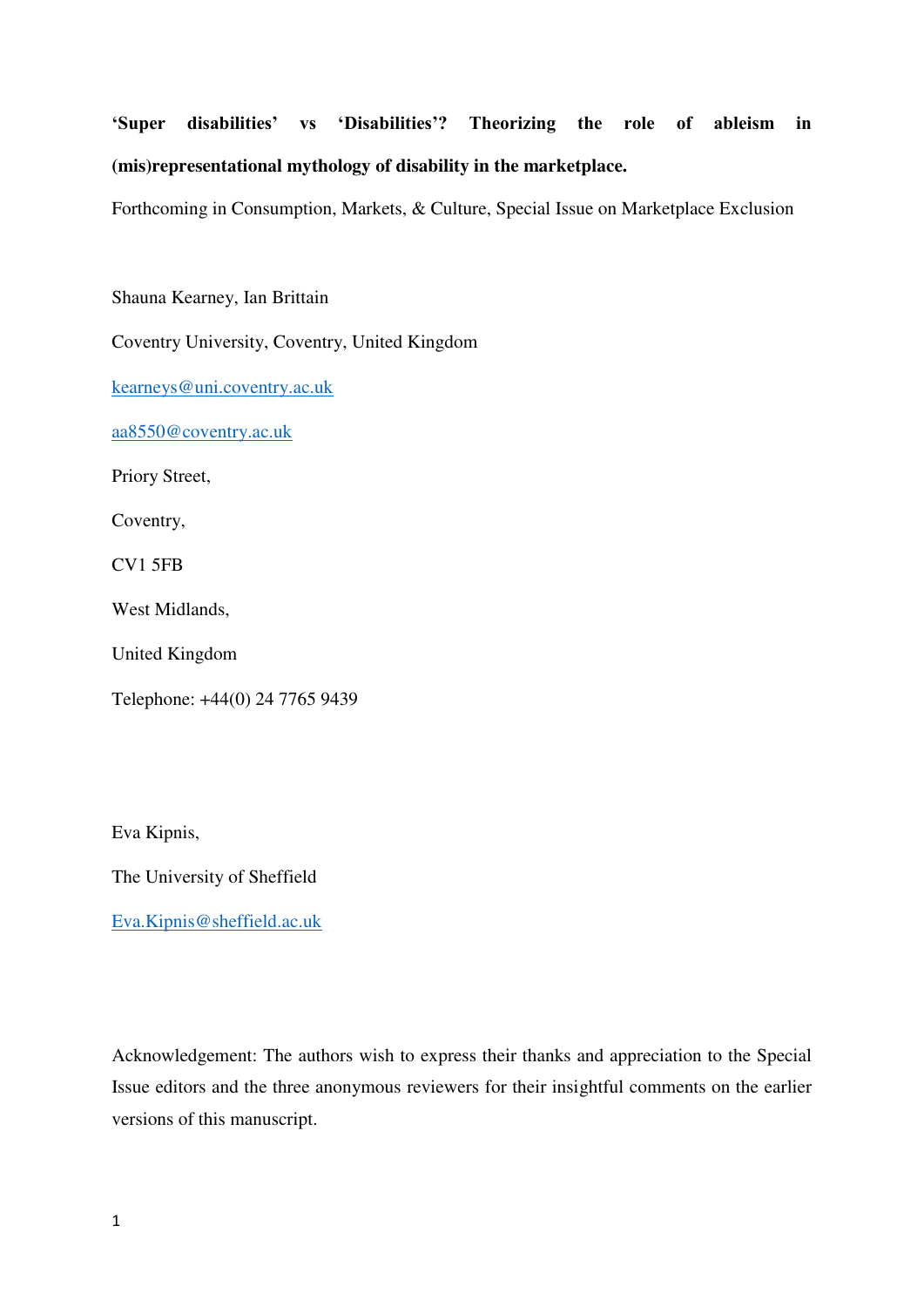**'Super disabilities' vs 'Disabilities'? Theorizing the role of ableism in (mis)representational mythology of disability in the marketplace.**

Forthcoming in Consumption, Markets, & Culture, Special Issue on Marketplace Exclusion

Shauna Kearney, Ian Brittain

Coventry University, Coventry, United Kingdom

kearneys@uni.coventry.ac.uk

aa8550@coventry.ac.uk

Priory Street,

Coventry,

CV1 5FB

West Midlands,

United Kingdom

Telephone: +44(0) 24 7765 9439

Eva Kipnis,

The University of Sheffield

Eva.Kipnis@sheffield.ac.uk

Acknowledgement: The authors wish to express their thanks and appreciation to the Special Issue editors and the three anonymous reviewers for their insightful comments on the earlier versions of this manuscript.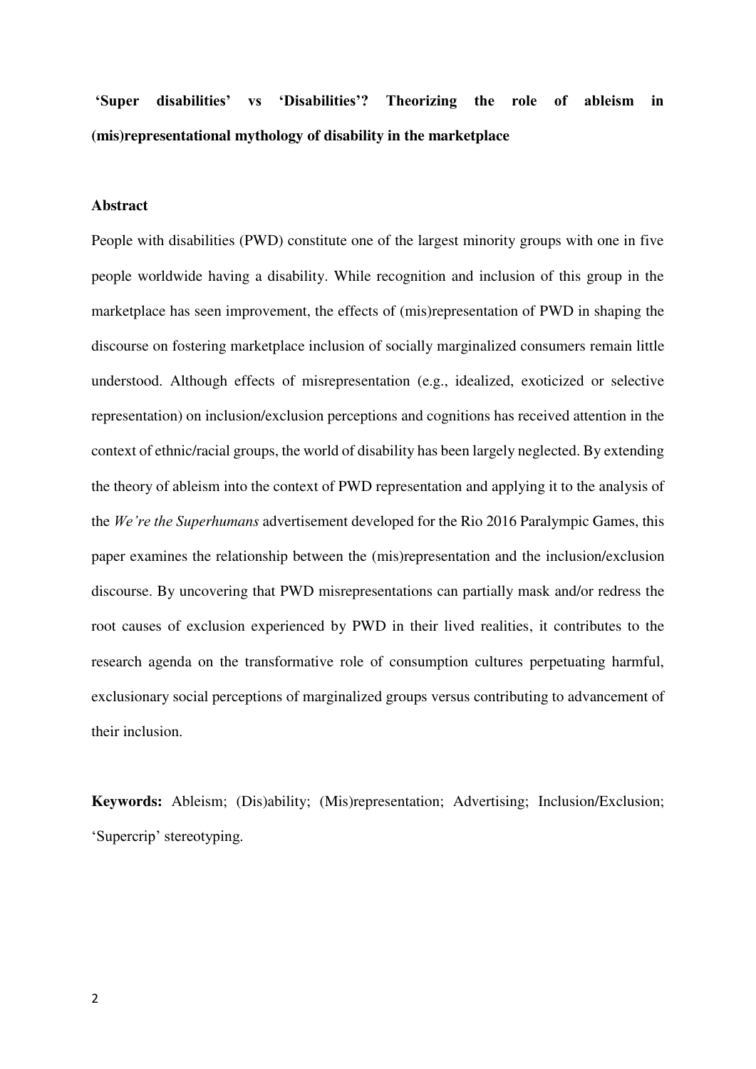# 'Super disabilities' vs 'Disabilities'? Theorizing the role of ableism in (mis)representational mythology of disability in the marketplace

## Abstract

People with disabilities (PWD) constitute one of the largest minority groups with one in five people worldwide having a disability. While recognition and inclusion of this group in the marketplace has seen improvement, the effects of (mis)representation of PWD in shaping the discourse on fostering marketplace inclusion of socially marginalized consumers remain little understood. Although effects of misrepresentation (e.g., idealized, exoticized or selective representation) on inclusion/exclusion perceptions and cognitions has received attention in the context of ethnic/racial groups, the world of disability has been largely neglected. By extending the theory of ableism into the context of PWD representation and applying it to the analysis of the *We're the Superhumans* advertisement developed for the Rio 2016 Paralympic Games, this paper examines the relationship between the (mis)representation and the inclusion/exclusion discourse. By uncovering that PWD misrepresentations can partially mask and/or redress the root causes of exclusion experienced by PWD in their lived realities, it contributes to the research agenda on the transformative role of consumption cultures perpetuating harmful, exclusionary social perceptions of marginalized groups versus contributing to advancement of their inclusion.

**Keywords:** Ableism; (Dis)ability; (Mis)representation; Advertising; Inclusion/Exclusion; 'Supercrip' stereotyping.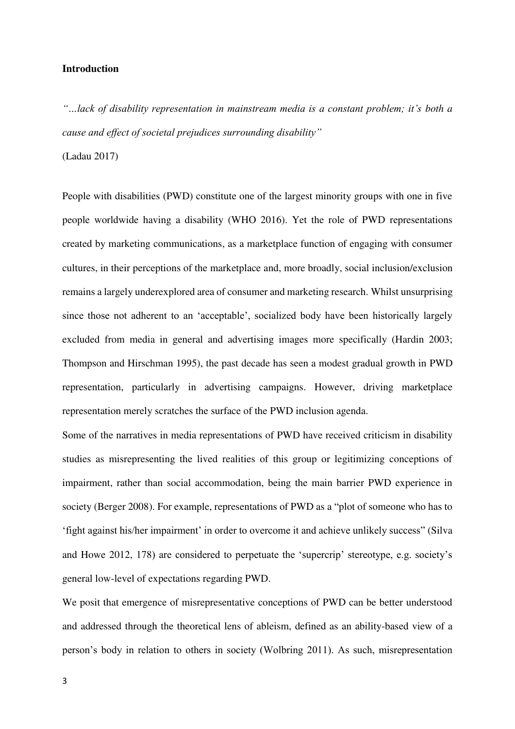**Introduction**

*"…lack of disability representation in mainstream media is a constant problem; it's both a cause and effect of societal prejudices surrounding disability"*

(Ladau 2017)

People with disabilities (PWD) constitute one of the largest minority groups with one in five people worldwide having a disability (WHO 2016). Yet the role of PWD representations created by marketing communications, as a marketplace function of engaging with consumer cultures, in their perceptions of the marketplace and, more broadly, social inclusion/exclusion remains a largely underexplored area of consumer and marketing research. Whilst unsurprising since those not adherent to an 'acceptable', socialized body have been historically largely excluded from media in general and advertising images more specifically (Hardin 2003; Thompson and Hirschman 1995), the past decade has seen a modest gradual growth in PWD representation, particularly in advertising campaigns. However, driving marketplace representation merely scratches the surface of the PWD inclusion agenda.

Some of the narratives in media representations of PWD have received criticism in disability studies as misrepresenting the lived realities of this group or legitimizing conceptions of impairment, rather than social accommodation, being the main barrier PWD experience in society (Berger 2008). For example, representations of PWD as a "plot of someone who has to 'fight against his/her impairment' in order to overcome it and achieve unlikely success" (Silva and Howe 2012, 178) are considered to perpetuate the 'supercrip' stereotype, e.g. society's general low-level of expectations regarding PWD.

We posit that emergence of misrepresentative conceptions of PWD can be better understood and addressed through the theoretical lens of ableism, defined as an ability-based view of a person's body in relation to others in society (Wolbring 2011). As such, misrepresentation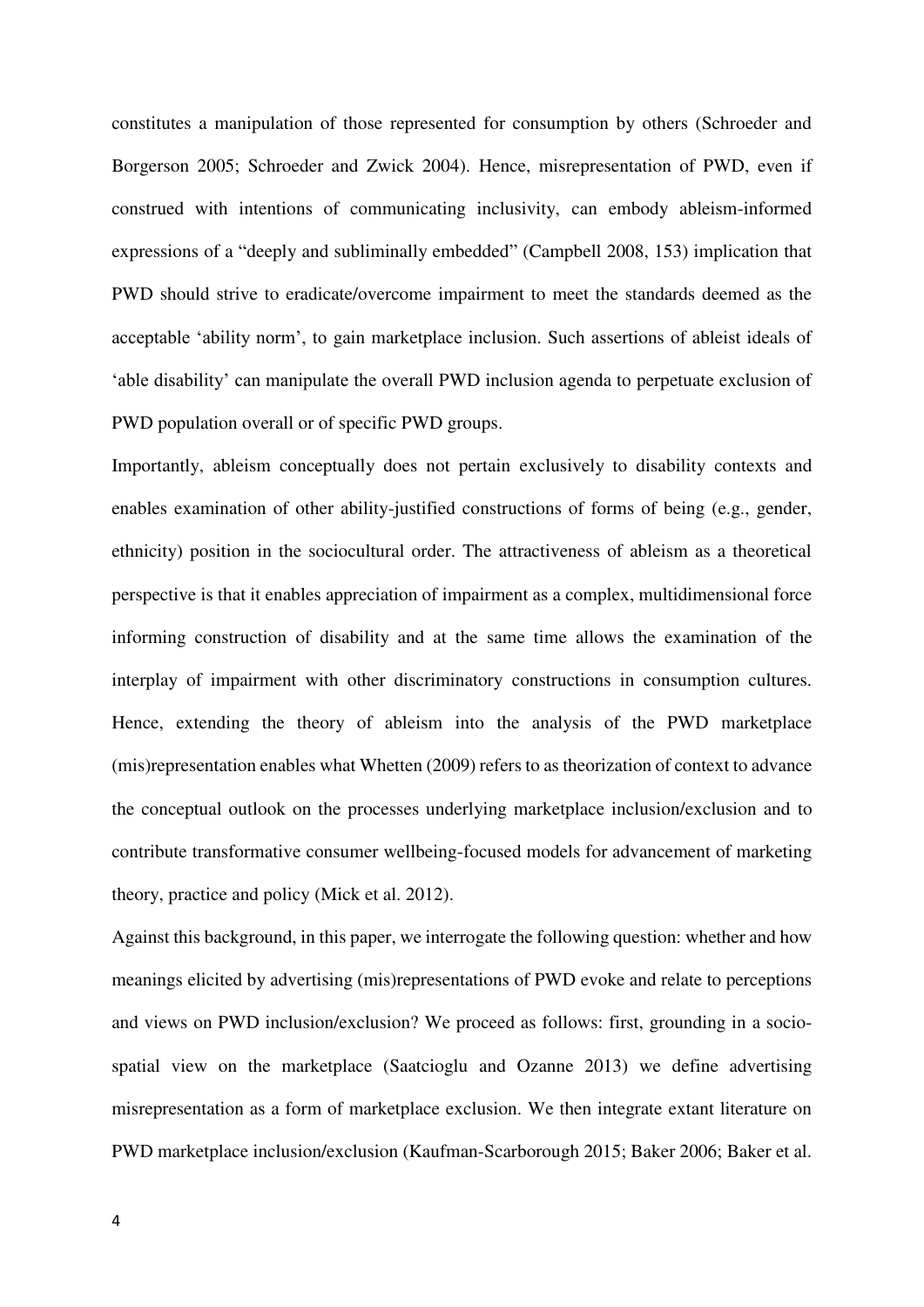constitutes a manipulation of those represented for consumption by others (Schroeder and Borgerson 2005; Schroeder and Zwick 2004). Hence, misrepresentation of PWD, even if construed with intentions of communicating inclusivity, can embody ableism-informed expressions of a "deeply and subliminally embedded" (Campbell 2008, 153) implication that PWD should strive to eradicate/overcome impairment to meet the standards deemed as the acceptable 'ability norm', to gain marketplace inclusion. Such assertions of ableist ideals of 'able disability' can manipulate the overall PWD inclusion agenda to perpetuate exclusion of PWD population overall or of specific PWD groups.

Importantly, ableism conceptually does not pertain exclusively to disability contexts and enables examination of other ability-justified constructions of forms of being (e.g., gender, ethnicity) position in the sociocultural order. The attractiveness of ableism as a theoretical perspective is that it enables appreciation of impairment as a complex, multidimensional force informing construction of disability and at the same time allows the examination of the interplay of impairment with other discriminatory constructions in consumption cultures. Hence, extending the theory of ableism into the analysis of the PWD marketplace (mis)representation enables what Whetten (2009) refers to as theorization of context to advance the conceptual outlook on the processes underlying marketplace inclusion/exclusion and to contribute transformative consumer wellbeing-focused models for advancement of marketing theory, practice and policy (Mick et al. 2012).

Against this background, in this paper, we interrogate the following question: whether and how meanings elicited by advertising (mis)representations of PWD evoke and relate to perceptions and views on PWD inclusion/exclusion? We proceed as follows: first, grounding in a socio-spatial view on the marketplace (Saatcioglu and Ozanne 2013) we define advertising misrepresentation as a form of marketplace exclusion. We then integrate extant literature on PWD marketplace inclusion/exclusion (Kaufman-Scarborough 2015; Baker 2006; Baker et al.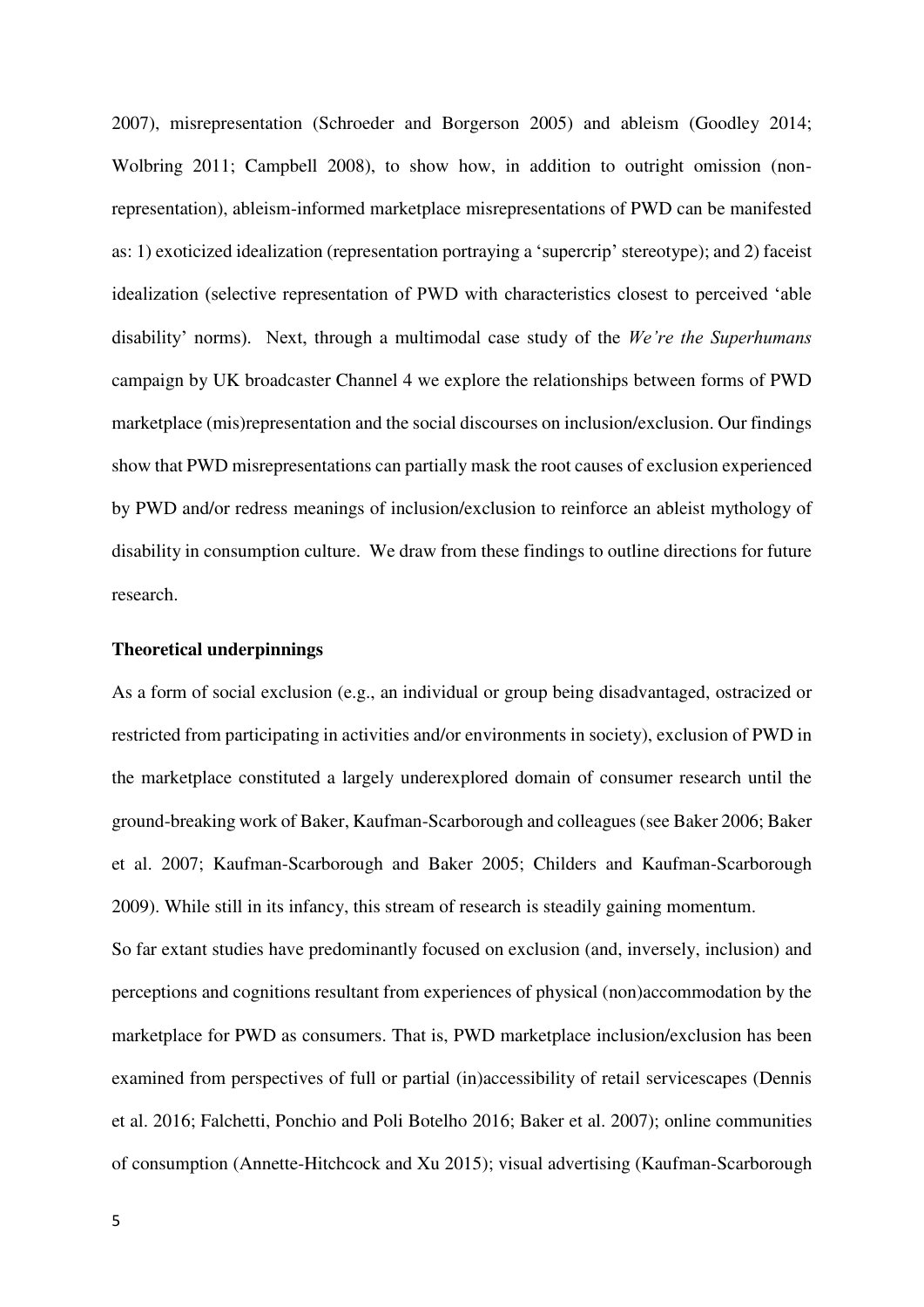2007), misrepresentation (Schroeder and Borgerson 2005) and ableism (Goodley 2014; Wolbring 2011; Campbell 2008), to show how, in addition to outright omission (non-representation), ableism-informed marketplace misrepresentations of PWD can be manifested as: 1) exoticized idealization (representation portraying a 'supercrip' stereotype); and 2) faceist idealization (selective representation of PWD with characteristics closest to perceived 'able disability' norms). Next, through a multimodal case study of the *We're the Superhumans* campaign by UK broadcaster Channel 4 we explore the relationships between forms of PWD marketplace (mis)representation and the social discourses on inclusion/exclusion. Our findings show that PWD misrepresentations can partially mask the root causes of exclusion experienced by PWD and/or redress meanings of inclusion/exclusion to reinforce an ableist mythology of disability in consumption culture. We draw from these findings to outline directions for future research.

**Theoretical underpinnings**

As a form of social exclusion (e.g., an individual or group being disadvantaged, ostracized or restricted from participating in activities and/or environments in society), exclusion of PWD in the marketplace constituted a largely underexplored domain of consumer research until the ground-breaking work of Baker, Kaufman-Scarborough and colleagues (see Baker 2006; Baker et al. 2007; Kaufman-Scarborough and Baker 2005; Childers and Kaufman-Scarborough 2009). While still in its infancy, this stream of research is steadily gaining momentum.

So far extant studies have predominantly focused on exclusion (and, inversely, inclusion) and perceptions and cognitions resultant from experiences of physical (non)accommodation by the marketplace for PWD as consumers. That is, PWD marketplace inclusion/exclusion has been examined from perspectives of full or partial (in)accessibility of retail servicescapes (Dennis et al. 2016; Falchetti, Ponchio and Poli Botelho 2016; Baker et al. 2007); online communities of consumption (Annette-Hitchcock and Xu 2015); visual advertising (Kaufman-Scarborough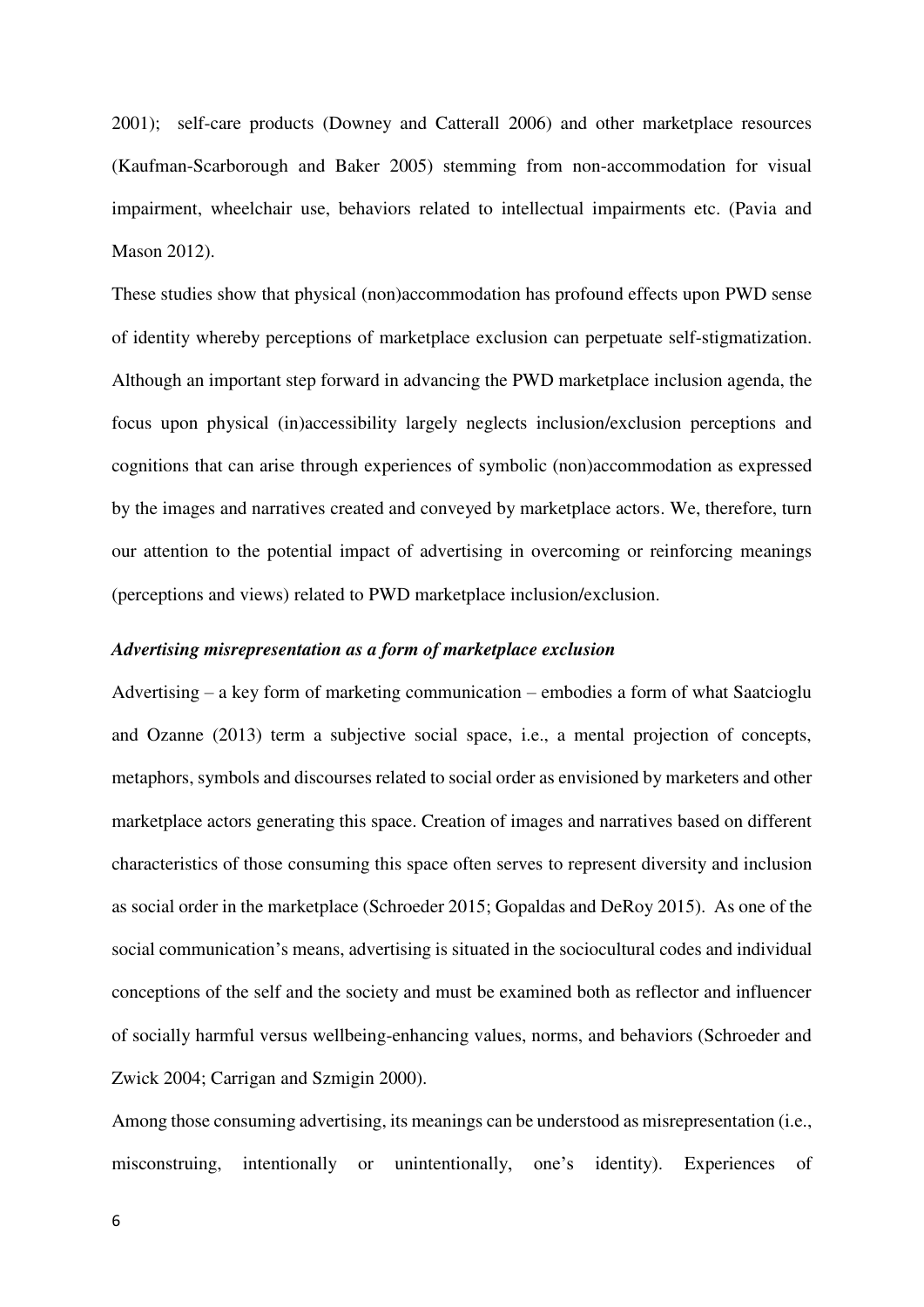2001); self-care products (Downey and Catterall 2006) and other marketplace resources (Kaufman-Scarborough and Baker 2005) stemming from non-accommodation for visual impairment, wheelchair use, behaviors related to intellectual impairments etc. (Pavia and Mason 2012).

These studies show that physical (non)accommodation has profound effects upon PWD sense of identity whereby perceptions of marketplace exclusion can perpetuate self-stigmatization. Although an important step forward in advancing the PWD marketplace inclusion agenda, the focus upon physical (in)accessibility largely neglects inclusion/exclusion perceptions and cognitions that can arise through experiences of symbolic (non)accommodation as expressed by the images and narratives created and conveyed by marketplace actors. We, therefore, turn our attention to the potential impact of advertising in overcoming or reinforcing meanings (perceptions and views) related to PWD marketplace inclusion/exclusion.

### *Advertising misrepresentation as a form of marketplace exclusion*

Advertising – a key form of marketing communication – embodies a form of what Saatcioglu and Ozanne (2013) term a subjective social space, i.e., a mental projection of concepts, metaphors, symbols and discourses related to social order as envisioned by marketers and other marketplace actors generating this space. Creation of images and narratives based on different characteristics of those consuming this space often serves to represent diversity and inclusion as social order in the marketplace (Schroeder 2015; Gopaldas and DeRoy 2015). As one of the social communication's means, advertising is situated in the sociocultural codes and individual conceptions of the self and the society and must be examined both as reflector and influencer of socially harmful versus wellbeing-enhancing values, norms, and behaviors (Schroeder and Zwick 2004; Carrigan and Szmigin 2000).

Among those consuming advertising, its meanings can be understood as misrepresentation (i.e., misconstruing, intentionally or unintentionally, one's identity). Experiences of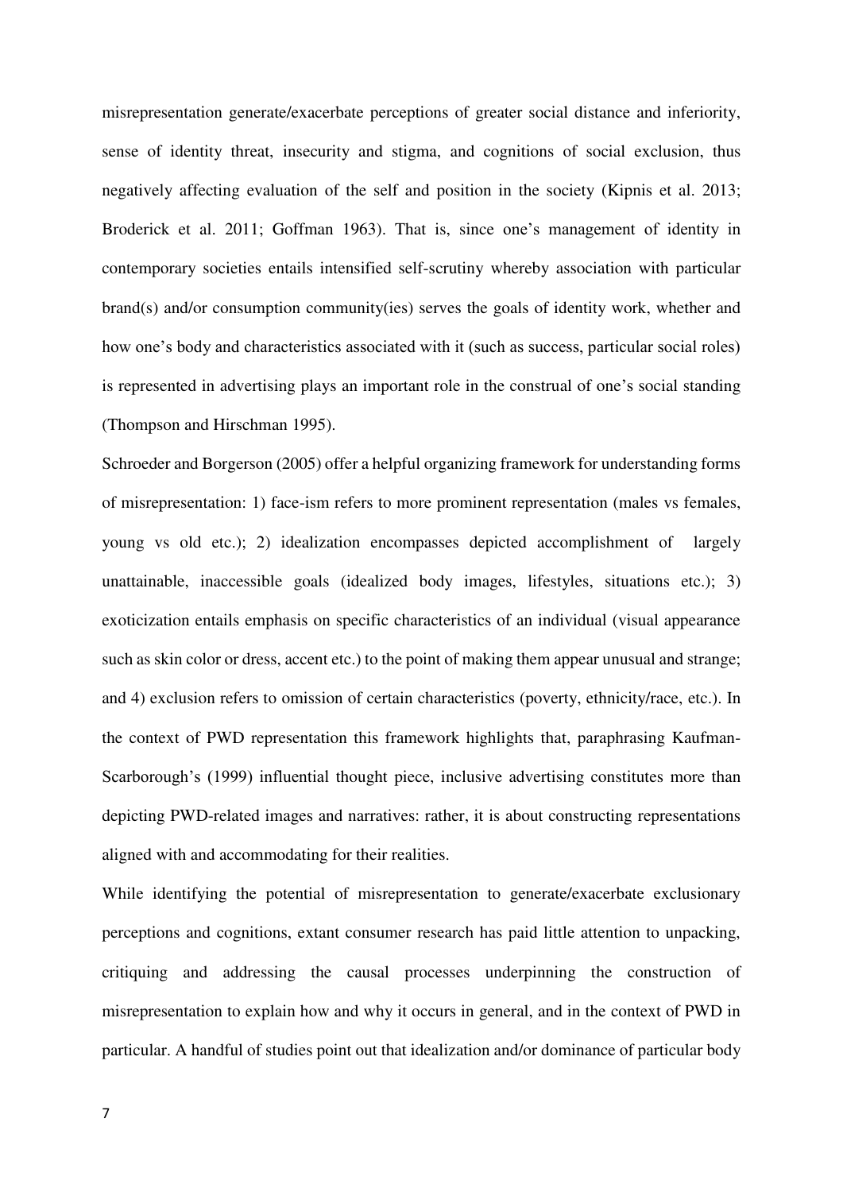misrepresentation generate/exacerbate perceptions of greater social distance and inferiority, sense of identity threat, insecurity and stigma, and cognitions of social exclusion, thus negatively affecting evaluation of the self and position in the society (Kipnis et al. 2013; Broderick et al. 2011; Goffman 1963). That is, since one's management of identity in contemporary societies entails intensified self-scrutiny whereby association with particular brand(s) and/or consumption community(ies) serves the goals of identity work, whether and how one's body and characteristics associated with it (such as success, particular social roles) is represented in advertising plays an important role in the construal of one's social standing (Thompson and Hirschman 1995).

Schroeder and Borgerson (2005) offer a helpful organizing framework for understanding forms of misrepresentation: 1) face-ism refers to more prominent representation (males vs females, young vs old etc.); 2) idealization encompasses depicted accomplishment of largely unattainable, inaccessible goals (idealized body images, lifestyles, situations etc.); 3) exoticization entails emphasis on specific characteristics of an individual (visual appearance such as skin color or dress, accent etc.) to the point of making them appear unusual and strange; and 4) exclusion refers to omission of certain characteristics (poverty, ethnicity/race, etc.). In the context of PWD representation this framework highlights that, paraphrasing Kaufman-Scarborough's (1999) influential thought piece, inclusive advertising constitutes more than depicting PWD-related images and narratives: rather, it is about constructing representations aligned with and accommodating for their realities.

While identifying the potential of misrepresentation to generate/exacerbate exclusionary perceptions and cognitions, extant consumer research has paid little attention to unpacking, critiquing and addressing the causal processes underpinning the construction of misrepresentation to explain how and why it occurs in general, and in the context of PWD in particular. A handful of studies point out that idealization and/or dominance of particular body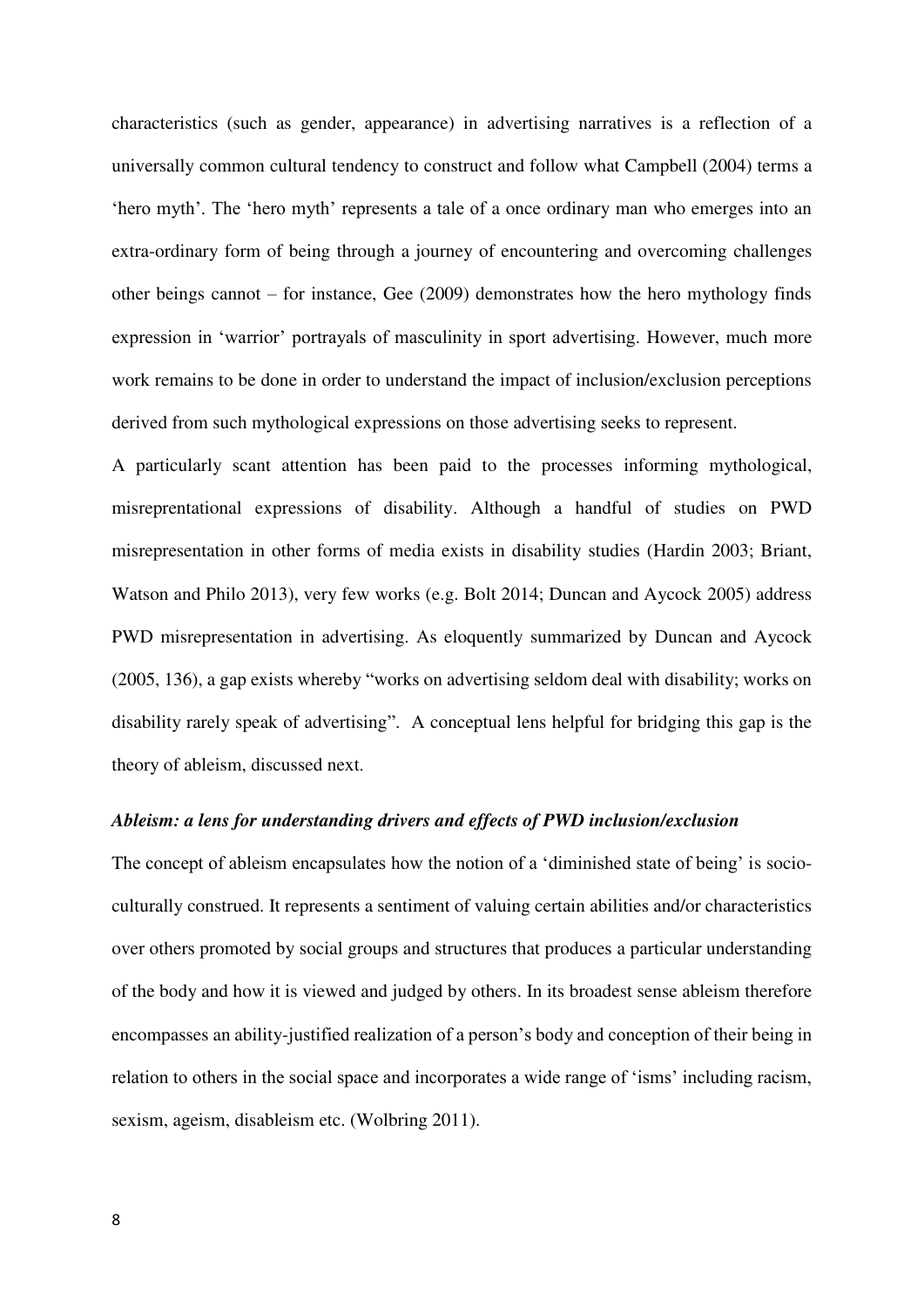characteristics (such as gender, appearance) in advertising narratives is a reflection of a universally common cultural tendency to construct and follow what Campbell (2004) terms a 'hero myth'. The 'hero myth' represents a tale of a once ordinary man who emerges into an extra-ordinary form of being through a journey of encountering and overcoming challenges other beings cannot – for instance, Gee (2009) demonstrates how the hero mythology finds expression in 'warrior' portrayals of masculinity in sport advertising. However, much more work remains to be done in order to understand the impact of inclusion/exclusion perceptions derived from such mythological expressions on those advertising seeks to represent.

A particularly scant attention has been paid to the processes informing mythological, misreprentational expressions of disability. Although a handful of studies on PWD misrepresentation in other forms of media exists in disability studies (Hardin 2003; Briant, Watson and Philo 2013), very few works (e.g. Bolt 2014; Duncan and Aycock 2005) address PWD misrepresentation in advertising. As eloquently summarized by Duncan and Aycock (2005, 136), a gap exists whereby "works on advertising seldom deal with disability; works on disability rarely speak of advertising". A conceptual lens helpful for bridging this gap is the theory of ableism, discussed next.

### *Ableism: a lens for understanding drivers and effects of PWD inclusion/exclusion*

The concept of ableism encapsulates how the notion of a 'diminished state of being' is socio-culturally construed. It represents a sentiment of valuing certain abilities and/or characteristics over others promoted by social groups and structures that produces a particular understanding of the body and how it is viewed and judged by others. In its broadest sense ableism therefore encompasses an ability-justified realization of a person's body and conception of their being in relation to others in the social space and incorporates a wide range of 'isms' including racism, sexism, ageism, disableism etc. (Wolbring 2011).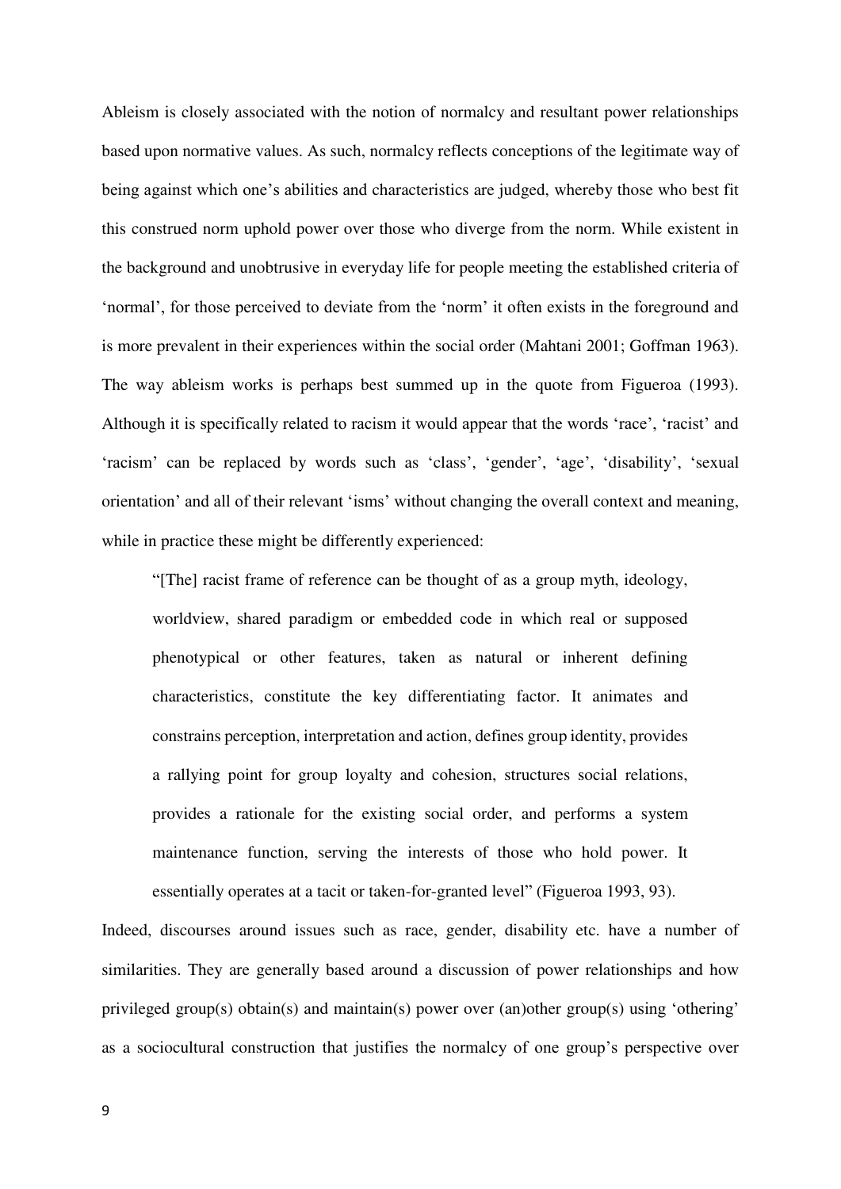Ableism is closely associated with the notion of normalcy and resultant power relationships based upon normative values. As such, normalcy reflects conceptions of the legitimate way of being against which one's abilities and characteristics are judged, whereby those who best fit this construed norm uphold power over those who diverge from the norm. While existent in the background and unobtrusive in everyday life for people meeting the established criteria of 'normal', for those perceived to deviate from the 'norm' it often exists in the foreground and is more prevalent in their experiences within the social order (Mahtani 2001; Goffman 1963). The way ableism works is perhaps best summed up in the quote from Figueroa (1993). Although it is specifically related to racism it would appear that the words 'race', 'racist' and 'racism' can be replaced by words such as 'class', 'gender', 'age', 'disability', 'sexual orientation' and all of their relevant 'isms' without changing the overall context and meaning, while in practice these might be differently experienced:

> "[The] racist frame of reference can be thought of as a group myth, ideology, worldview, shared paradigm or embedded code in which real or supposed phenotypical or other features, taken as natural or inherent defining characteristics, constitute the key differentiating factor. It animates and constrains perception, interpretation and action, defines group identity, provides a rallying point for group loyalty and cohesion, structures social relations, provides a rationale for the existing social order, and performs a system maintenance function, serving the interests of those who hold power. It essentially operates at a tacit or taken-for-granted level" (Figueroa 1993, 93).

Indeed, discourses around issues such as race, gender, disability etc. have a number of similarities. They are generally based around a discussion of power relationships and how privileged group(s) obtain(s) and maintain(s) power over (an)other group(s) using 'othering' as a sociocultural construction that justifies the normalcy of one group's perspective over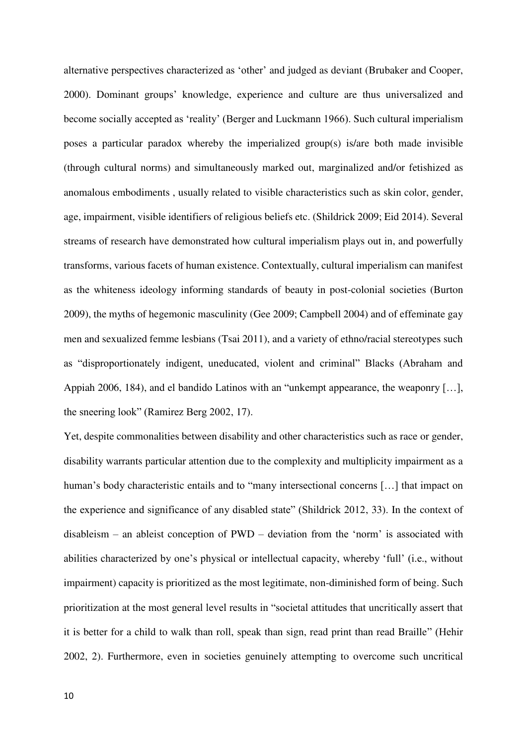alternative perspectives characterized as 'other' and judged as deviant (Brubaker and Cooper, 2000). Dominant groups' knowledge, experience and culture are thus universalized and become socially accepted as 'reality' (Berger and Luckmann 1966). Such cultural imperialism poses a particular paradox whereby the imperialized group(s) is/are both made invisible (through cultural norms) and simultaneously marked out, marginalized and/or fetishized as anomalous embodiments , usually related to visible characteristics such as skin color, gender, age, impairment, visible identifiers of religious beliefs etc. (Shildrick 2009; Eid 2014). Several streams of research have demonstrated how cultural imperialism plays out in, and powerfully transforms, various facets of human existence. Contextually, cultural imperialism can manifest as the whiteness ideology informing standards of beauty in post-colonial societies (Burton 2009), the myths of hegemonic masculinity (Gee 2009; Campbell 2004) and of effeminate gay men and sexualized femme lesbians (Tsai 2011), and a variety of ethno/racial stereotypes such as "disproportionately indigent, uneducated, violent and criminal" Blacks (Abraham and Appiah 2006, 184), and el bandido Latinos with an "unkempt appearance, the weaponry […], the sneering look" (Ramirez Berg 2002, 17).

Yet, despite commonalities between disability and other characteristics such as race or gender, disability warrants particular attention due to the complexity and multiplicity impairment as a human's body characteristic entails and to "many intersectional concerns […] that impact on the experience and significance of any disabled state" (Shildrick 2012, 33). In the context of disableism – an ableist conception of PWD – deviation from the 'norm' is associated with abilities characterized by one's physical or intellectual capacity, whereby 'full' (i.e., without impairment) capacity is prioritized as the most legitimate, non-diminished form of being. Such prioritization at the most general level results in "societal attitudes that uncritically assert that it is better for a child to walk than roll, speak than sign, read print than read Braille" (Hehir 2002, 2). Furthermore, even in societies genuinely attempting to overcome such uncritical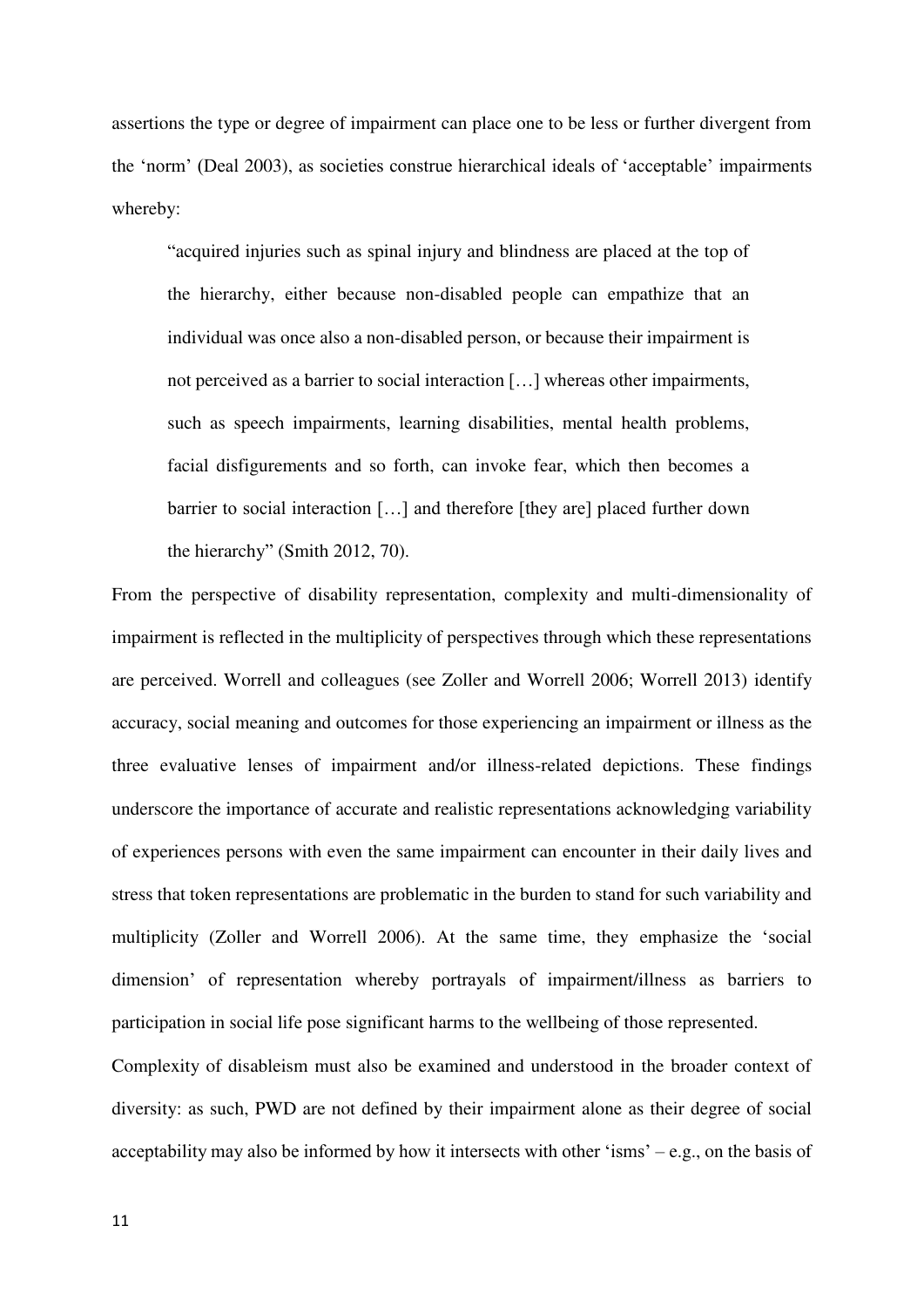assertions the type or degree of impairment can place one to be less or further divergent from the 'norm' (Deal 2003), as societies construe hierarchical ideals of 'acceptable' impairments whereby:

> "acquired injuries such as spinal injury and blindness are placed at the top of the hierarchy, either because non-disabled people can empathize that an individual was once also a non-disabled person, or because their impairment is not perceived as a barrier to social interaction […] whereas other impairments, such as speech impairments, learning disabilities, mental health problems, facial disfigurements and so forth, can invoke fear, which then becomes a barrier to social interaction […] and therefore [they are] placed further down the hierarchy" (Smith 2012, 70).

From the perspective of disability representation, complexity and multi-dimensionality of impairment is reflected in the multiplicity of perspectives through which these representations are perceived. Worrell and colleagues (see Zoller and Worrell 2006; Worrell 2013) identify accuracy, social meaning and outcomes for those experiencing an impairment or illness as the three evaluative lenses of impairment and/or illness-related depictions. These findings underscore the importance of accurate and realistic representations acknowledging variability of experiences persons with even the same impairment can encounter in their daily lives and stress that token representations are problematic in the burden to stand for such variability and multiplicity (Zoller and Worrell 2006). At the same time, they emphasize the 'social dimension' of representation whereby portrayals of impairment/illness as barriers to participation in social life pose significant harms to the wellbeing of those represented.

Complexity of disableism must also be examined and understood in the broader context of diversity: as such, PWD are not defined by their impairment alone as their degree of social acceptability may also be informed by how it intersects with other 'isms' – e.g., on the basis of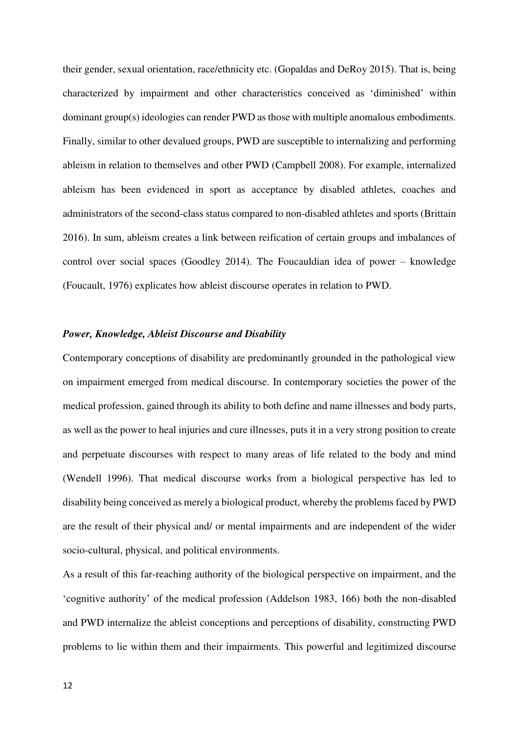their gender, sexual orientation, race/ethnicity etc. (Gopaldas and DeRoy 2015). That is, being characterized by impairment and other characteristics conceived as 'diminished' within dominant group(s) ideologies can render PWD as those with multiple anomalous embodiments. Finally, similar to other devalued groups, PWD are susceptible to internalizing and performing ableism in relation to themselves and other PWD (Campbell 2008). For example, internalized ableism has been evidenced in sport as acceptance by disabled athletes, coaches and administrators of the second-class status compared to non-disabled athletes and sports (Brittain 2016). In sum, ableism creates a link between reification of certain groups and imbalances of control over social spaces (Goodley 2014). The Foucauldian idea of power – knowledge (Foucault, 1976) explicates how ableist discourse operates in relation to PWD.

### *Power, Knowledge, Ableist Discourse and Disability*

Contemporary conceptions of disability are predominantly grounded in the pathological view on impairment emerged from medical discourse. In contemporary societies the power of the medical profession, gained through its ability to both define and name illnesses and body parts, as well as the power to heal injuries and cure illnesses, puts it in a very strong position to create and perpetuate discourses with respect to many areas of life related to the body and mind (Wendell 1996). That medical discourse works from a biological perspective has led to disability being conceived as merely a biological product, whereby the problems faced by PWD are the result of their physical and/ or mental impairments and are independent of the wider socio-cultural, physical, and political environments.

As a result of this far-reaching authority of the biological perspective on impairment, and the 'cognitive authority' of the medical profession (Addelson 1983, 166) both the non-disabled and PWD internalize the ableist conceptions and perceptions of disability, constructing PWD problems to lie within them and their impairments. This powerful and legitimized discourse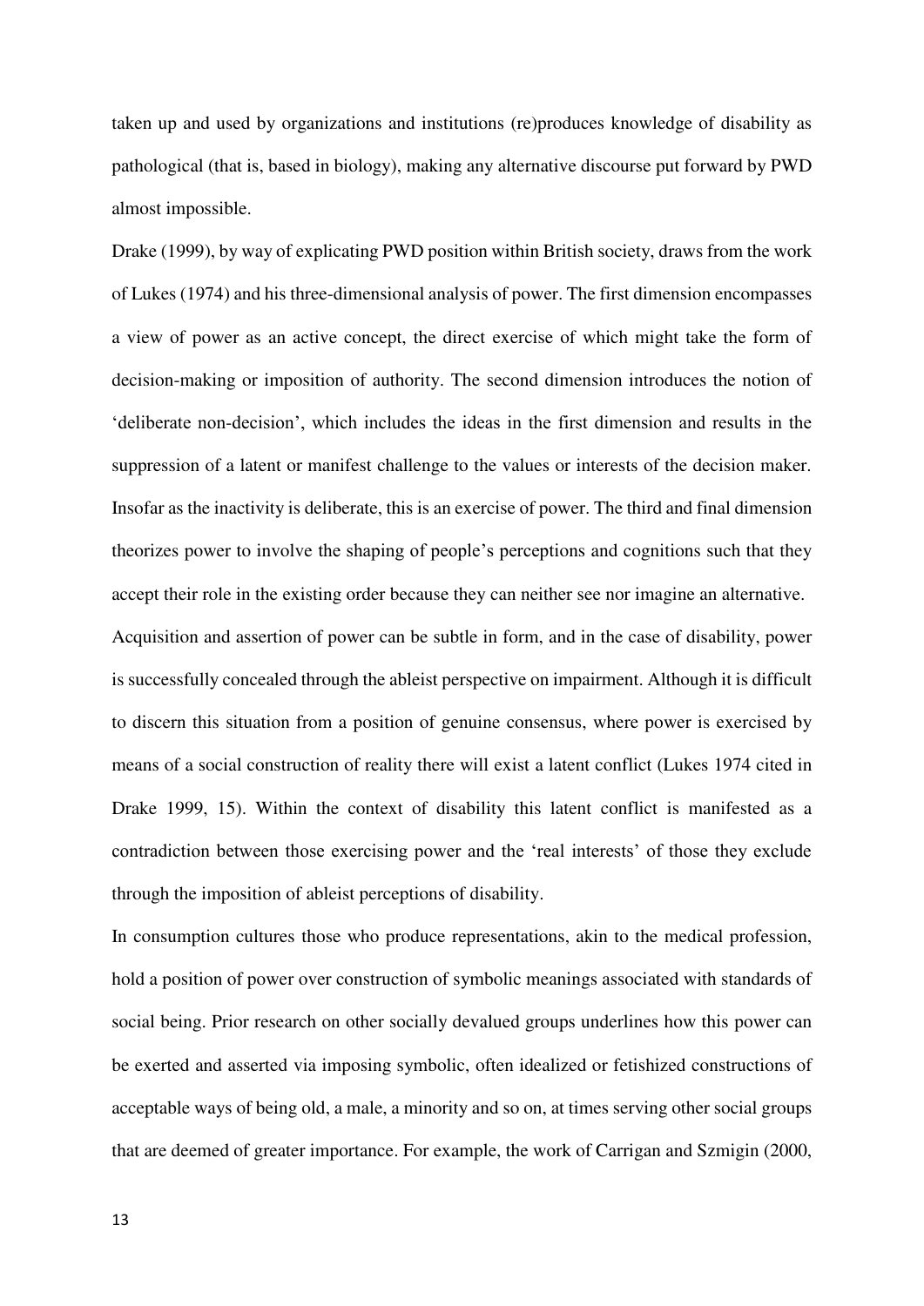taken up and used by organizations and institutions (re)produces knowledge of disability as pathological (that is, based in biology), making any alternative discourse put forward by PWD almost impossible.

Drake (1999), by way of explicating PWD position within British society, draws from the work of Lukes (1974) and his three-dimensional analysis of power. The first dimension encompasses a view of power as an active concept, the direct exercise of which might take the form of decision-making or imposition of authority. The second dimension introduces the notion of 'deliberate non-decision', which includes the ideas in the first dimension and results in the suppression of a latent or manifest challenge to the values or interests of the decision maker. Insofar as the inactivity is deliberate, this is an exercise of power. The third and final dimension theorizes power to involve the shaping of people's perceptions and cognitions such that they accept their role in the existing order because they can neither see nor imagine an alternative.

Acquisition and assertion of power can be subtle in form, and in the case of disability, power is successfully concealed through the ableist perspective on impairment. Although it is difficult to discern this situation from a position of genuine consensus, where power is exercised by means of a social construction of reality there will exist a latent conflict (Lukes 1974 cited in Drake 1999, 15). Within the context of disability this latent conflict is manifested as a contradiction between those exercising power and the 'real interests' of those they exclude through the imposition of ableist perceptions of disability.

In consumption cultures those who produce representations, akin to the medical profession, hold a position of power over construction of symbolic meanings associated with standards of social being. Prior research on other socially devalued groups underlines how this power can be exerted and asserted via imposing symbolic, often idealized or fetishized constructions of acceptable ways of being old, a male, a minority and so on, at times serving other social groups that are deemed of greater importance. For example, the work of Carrigan and Szmigin (2000,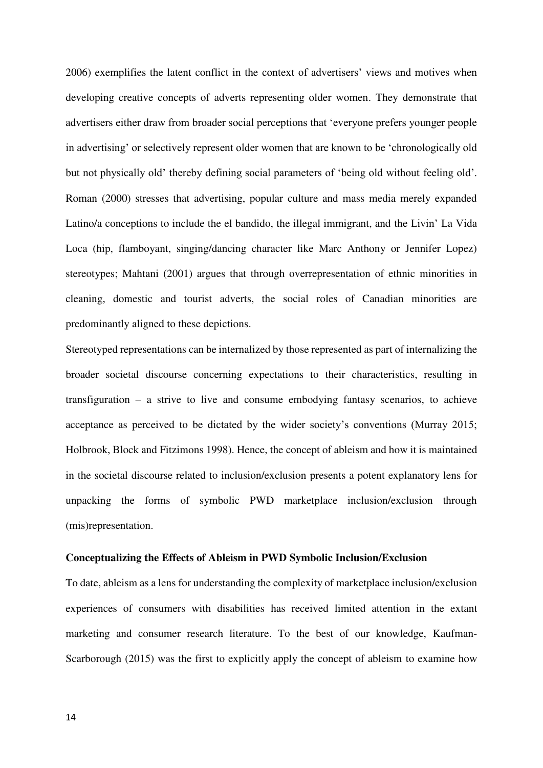2006) exemplifies the latent conflict in the context of advertisers' views and motives when developing creative concepts of adverts representing older women. They demonstrate that advertisers either draw from broader social perceptions that 'everyone prefers younger people in advertising' or selectively represent older women that are known to be 'chronologically old but not physically old' thereby defining social parameters of 'being old without feeling old'. Roman (2000) stresses that advertising, popular culture and mass media merely expanded Latino/a conceptions to include the el bandido, the illegal immigrant, and the Livin' La Vida Loca (hip, flamboyant, singing/dancing character like Marc Anthony or Jennifer Lopez) stereotypes; Mahtani (2001) argues that through overrepresentation of ethnic minorities in cleaning, domestic and tourist adverts, the social roles of Canadian minorities are predominantly aligned to these depictions.

Stereotyped representations can be internalized by those represented as part of internalizing the broader societal discourse concerning expectations to their characteristics, resulting in transfiguration – a strive to live and consume embodying fantasy scenarios, to achieve acceptance as perceived to be dictated by the wider society's conventions (Murray 2015; Holbrook, Block and Fitzimons 1998). Hence, the concept of ableism and how it is maintained in the societal discourse related to inclusion/exclusion presents a potent explanatory lens for unpacking the forms of symbolic PWD marketplace inclusion/exclusion through (mis)representation.

**Conceptualizing the Effects of Ableism in PWD Symbolic Inclusion/Exclusion**

To date, ableism as a lens for understanding the complexity of marketplace inclusion/exclusion experiences of consumers with disabilities has received limited attention in the extant marketing and consumer research literature. To the best of our knowledge, Kaufman-Scarborough (2015) was the first to explicitly apply the concept of ableism to examine how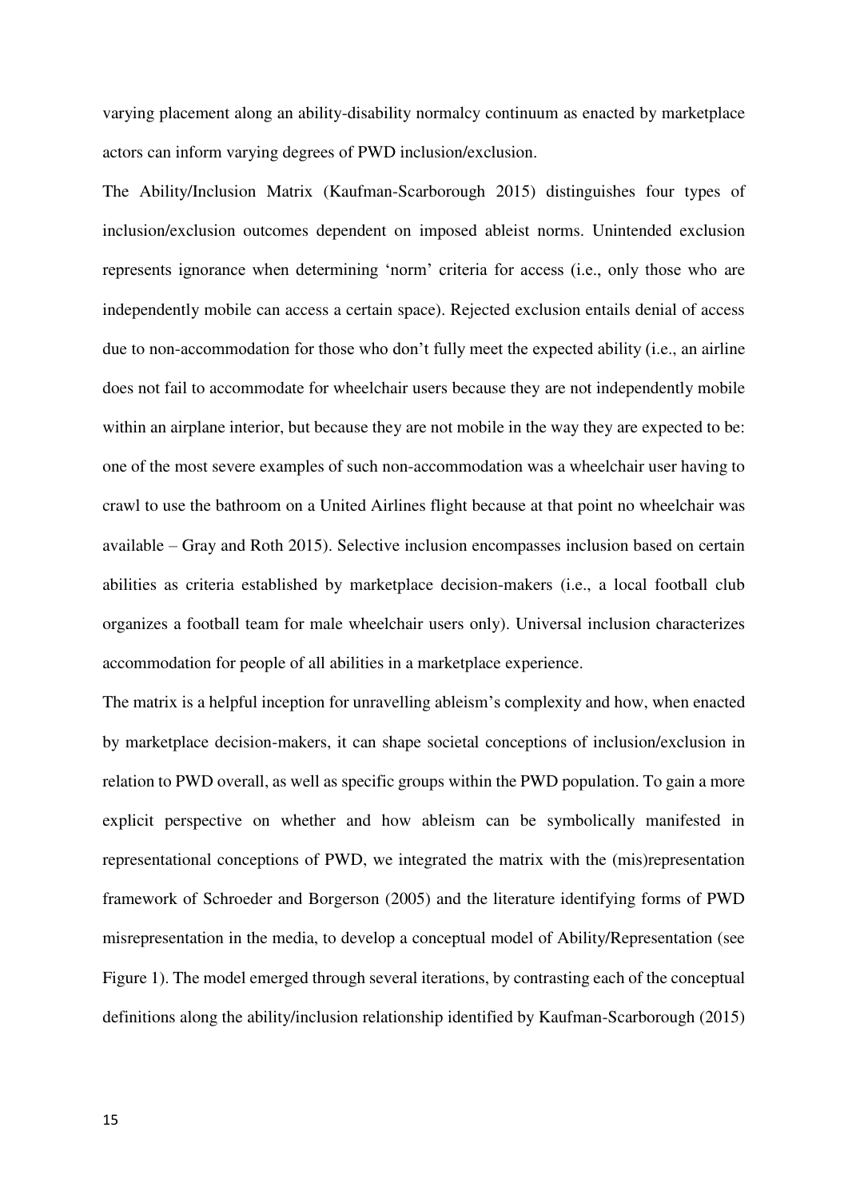varying placement along an ability-disability normalcy continuum as enacted by marketplace actors can inform varying degrees of PWD inclusion/exclusion.

The Ability/Inclusion Matrix (Kaufman-Scarborough 2015) distinguishes four types of inclusion/exclusion outcomes dependent on imposed ableist norms. Unintended exclusion represents ignorance when determining 'norm' criteria for access (i.e., only those who are independently mobile can access a certain space). Rejected exclusion entails denial of access due to non-accommodation for those who don't fully meet the expected ability (i.e., an airline does not fail to accommodate for wheelchair users because they are not independently mobile within an airplane interior, but because they are not mobile in the way they are expected to be: one of the most severe examples of such non-accommodation was a wheelchair user having to crawl to use the bathroom on a United Airlines flight because at that point no wheelchair was available – Gray and Roth 2015). Selective inclusion encompasses inclusion based on certain abilities as criteria established by marketplace decision-makers (i.e., a local football club organizes a football team for male wheelchair users only). Universal inclusion characterizes accommodation for people of all abilities in a marketplace experience.

The matrix is a helpful inception for unravelling ableism's complexity and how, when enacted by marketplace decision-makers, it can shape societal conceptions of inclusion/exclusion in relation to PWD overall, as well as specific groups within the PWD population. To gain a more explicit perspective on whether and how ableism can be symbolically manifested in representational conceptions of PWD, we integrated the matrix with the (mis)representation framework of Schroeder and Borgerson (2005) and the literature identifying forms of PWD misrepresentation in the media, to develop a conceptual model of Ability/Representation (see Figure 1). The model emerged through several iterations, by contrasting each of the conceptual definitions along the ability/inclusion relationship identified by Kaufman-Scarborough (2015)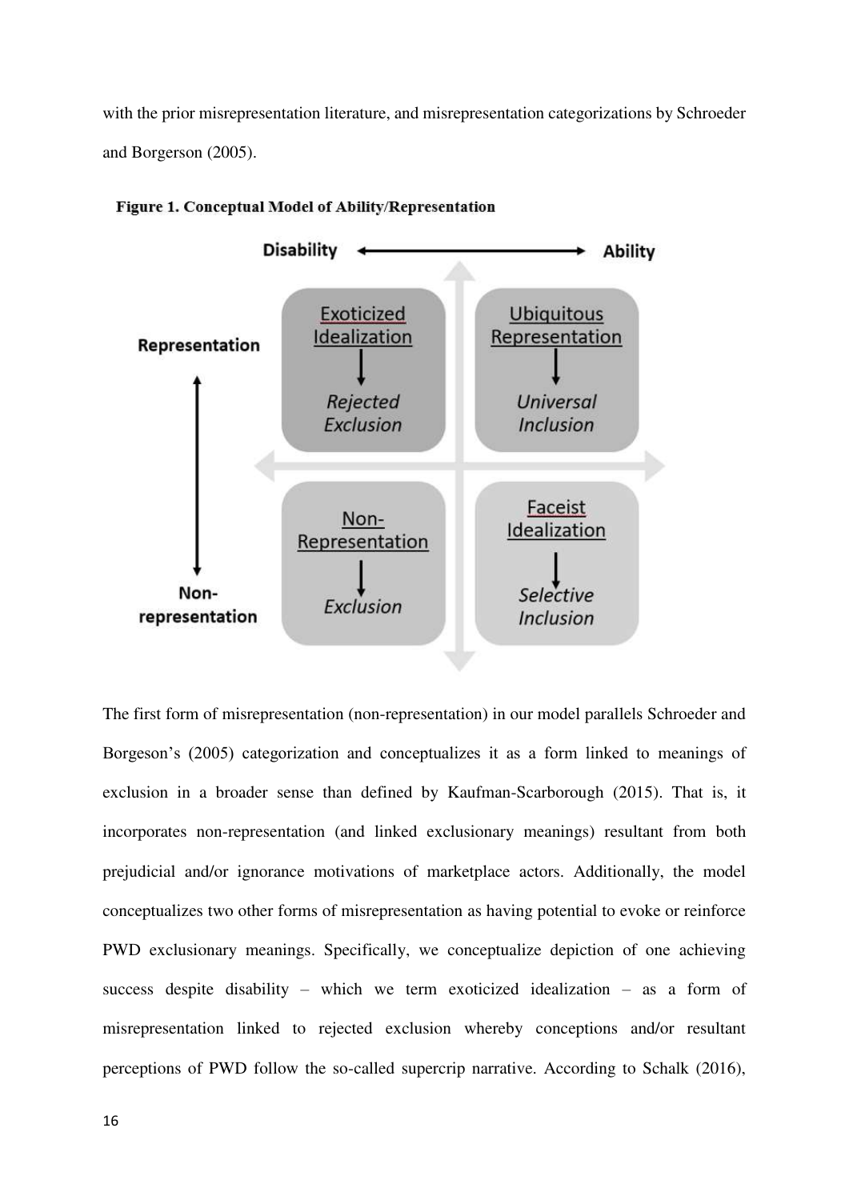with the prior misrepresentation literature, and misrepresentation categorizations by Schroeder and Borgerson (2005).

**Figure 1. Conceptual Model of Ability/Representation**

The first form of misrepresentation (non-representation) in our model parallels Schroeder and Borgeson's (2005) categorization and conceptualizes it as a form linked to meanings of exclusion in a broader sense than defined by Kaufman-Scarborough (2015). That is, it incorporates non-representation (and linked exclusionary meanings) resultant from both prejudicial and/or ignorance motivations of marketplace actors. Additionally, the model conceptualizes two other forms of misrepresentation as having potential to evoke or reinforce PWD exclusionary meanings. Specifically, we conceptualize depiction of one achieving success despite disability – which we term exoticized idealization – as a form of misrepresentation linked to rejected exclusion whereby conceptions and/or resultant perceptions of PWD follow the so-called supercrip narrative. According to Schalk (2016),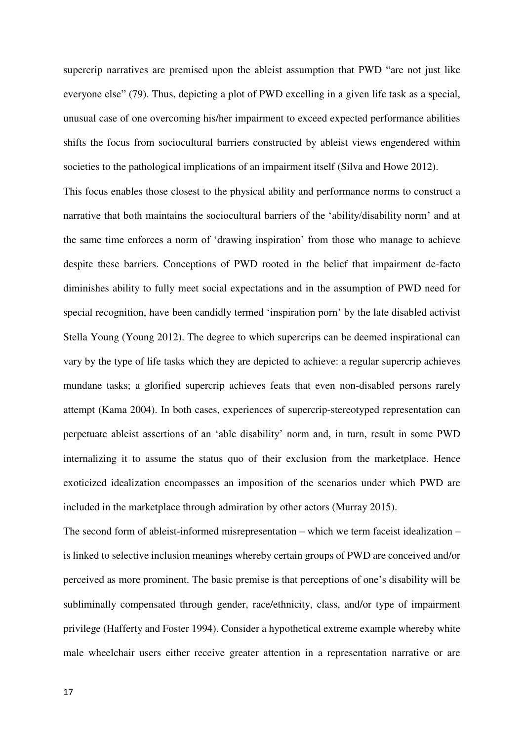supercrip narratives are premised upon the ableist assumption that PWD "are not just like everyone else" (79). Thus, depicting a plot of PWD excelling in a given life task as a special, unusual case of one overcoming his/her impairment to exceed expected performance abilities shifts the focus from sociocultural barriers constructed by ableist views engendered within societies to the pathological implications of an impairment itself (Silva and Howe 2012).

This focus enables those closest to the physical ability and performance norms to construct a narrative that both maintains the sociocultural barriers of the 'ability/disability norm' and at the same time enforces a norm of 'drawing inspiration' from those who manage to achieve despite these barriers. Conceptions of PWD rooted in the belief that impairment de-facto diminishes ability to fully meet social expectations and in the assumption of PWD need for special recognition, have been candidly termed 'inspiration porn' by the late disabled activist Stella Young (Young 2012). The degree to which supercrips can be deemed inspirational can vary by the type of life tasks which they are depicted to achieve: a regular supercrip achieves mundane tasks; a glorified supercrip achieves feats that even non-disabled persons rarely attempt (Kama 2004). In both cases, experiences of supercrip-stereotyped representation can perpetuate ableist assertions of an 'able disability' norm and, in turn, result in some PWD internalizing it to assume the status quo of their exclusion from the marketplace. Hence exoticized idealization encompasses an imposition of the scenarios under which PWD are included in the marketplace through admiration by other actors (Murray 2015).

The second form of ableist-informed misrepresentation – which we term faceist idealization – is linked to selective inclusion meanings whereby certain groups of PWD are conceived and/or perceived as more prominent. The basic premise is that perceptions of one's disability will be subliminally compensated through gender, race/ethnicity, class, and/or type of impairment privilege (Hafferty and Foster 1994). Consider a hypothetical extreme example whereby white male wheelchair users either receive greater attention in a representation narrative or are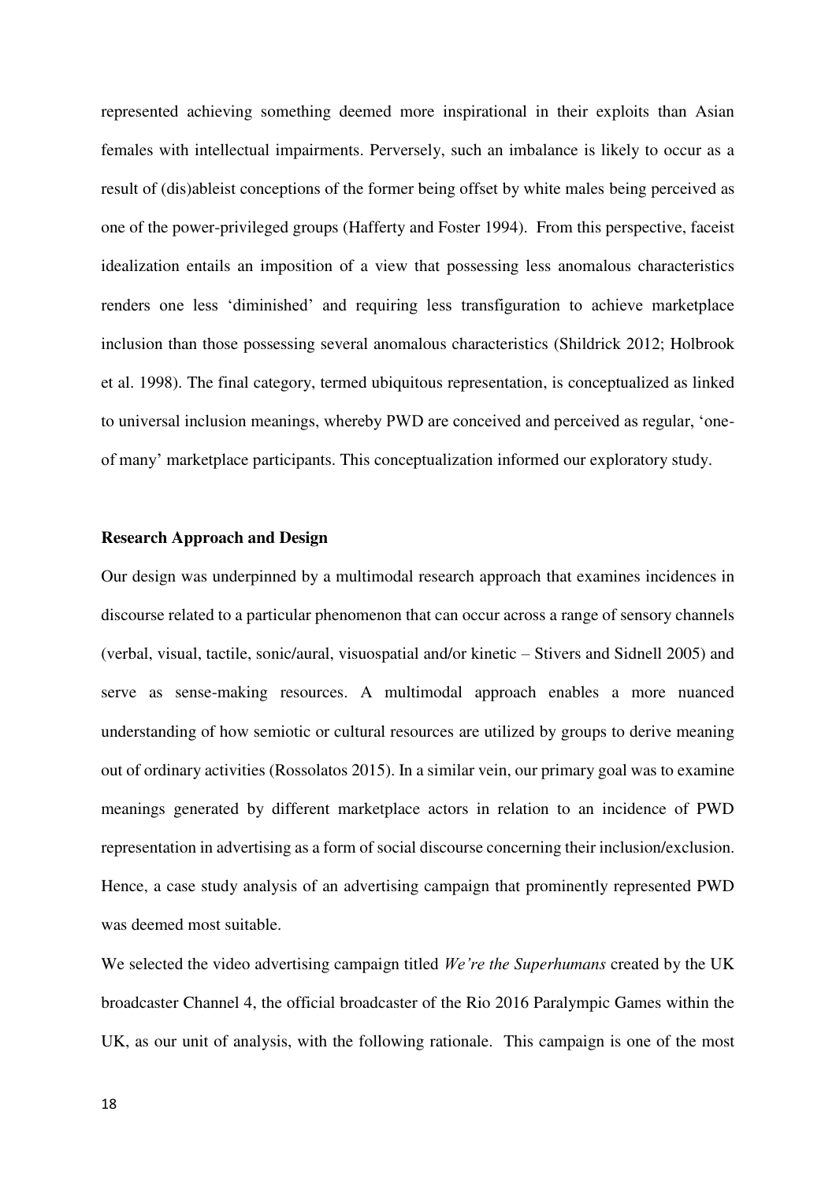represented achieving something deemed more inspirational in their exploits than Asian females with intellectual impairments. Perversely, such an imbalance is likely to occur as a result of (dis)ableist conceptions of the former being offset by white males being perceived as one of the power-privileged groups (Hafferty and Foster 1994). From this perspective, faceist idealization entails an imposition of a view that possessing less anomalous characteristics renders one less 'diminished' and requiring less transfiguration to achieve marketplace inclusion than those possessing several anomalous characteristics (Shildrick 2012; Holbrook et al. 1998). The final category, termed ubiquitous representation, is conceptualized as linked to universal inclusion meanings, whereby PWD are conceived and perceived as regular, 'one-of many' marketplace participants. This conceptualization informed our exploratory study.

**Research Approach and Design**

Our design was underpinned by a multimodal research approach that examines incidences in discourse related to a particular phenomenon that can occur across a range of sensory channels (verbal, visual, tactile, sonic/aural, visuospatial and/or kinetic – Stivers and Sidnell 2005) and serve as sense-making resources. A multimodal approach enables a more nuanced understanding of how semiotic or cultural resources are utilized by groups to derive meaning out of ordinary activities (Rossolatos 2015). In a similar vein, our primary goal was to examine meanings generated by different marketplace actors in relation to an incidence of PWD representation in advertising as a form of social discourse concerning their inclusion/exclusion. Hence, a case study analysis of an advertising campaign that prominently represented PWD was deemed most suitable.

We selected the video advertising campaign titled *We're the Superhumans* created by the UK broadcaster Channel 4, the official broadcaster of the Rio 2016 Paralympic Games within the UK, as our unit of analysis, with the following rationale. This campaign is one of the most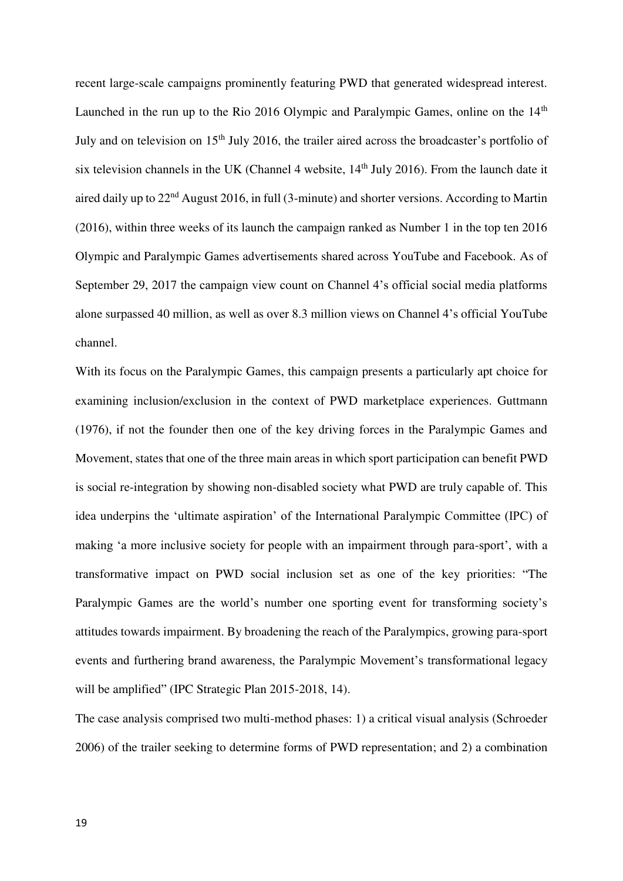recent large-scale campaigns prominently featuring PWD that generated widespread interest. Launched in the run up to the Rio 2016 Olympic and Paralympic Games, online on the 14th July and on television on 15th July 2016, the trailer aired across the broadcaster's portfolio of six television channels in the UK (Channel 4 website, 14th July 2016). From the launch date it aired daily up to 22nd August 2016, in full (3-minute) and shorter versions. According to Martin (2016), within three weeks of its launch the campaign ranked as Number 1 in the top ten 2016 Olympic and Paralympic Games advertisements shared across YouTube and Facebook. As of September 29, 2017 the campaign view count on Channel 4's official social media platforms alone surpassed 40 million, as well as over 8.3 million views on Channel 4's official YouTube channel.

With its focus on the Paralympic Games, this campaign presents a particularly apt choice for examining inclusion/exclusion in the context of PWD marketplace experiences. Guttmann (1976), if not the founder then one of the key driving forces in the Paralympic Games and Movement, states that one of the three main areas in which sport participation can benefit PWD is social re-integration by showing non-disabled society what PWD are truly capable of. This idea underpins the 'ultimate aspiration' of the International Paralympic Committee (IPC) of making 'a more inclusive society for people with an impairment through para-sport', with a transformative impact on PWD social inclusion set as one of the key priorities: "The Paralympic Games are the world's number one sporting event for transforming society's attitudes towards impairment. By broadening the reach of the Paralympics, growing para-sport events and furthering brand awareness, the Paralympic Movement's transformational legacy will be amplified" (IPC Strategic Plan 2015-2018, 14).

The case analysis comprised two multi-method phases: 1) a critical visual analysis (Schroeder 2006) of the trailer seeking to determine forms of PWD representation; and 2) a combination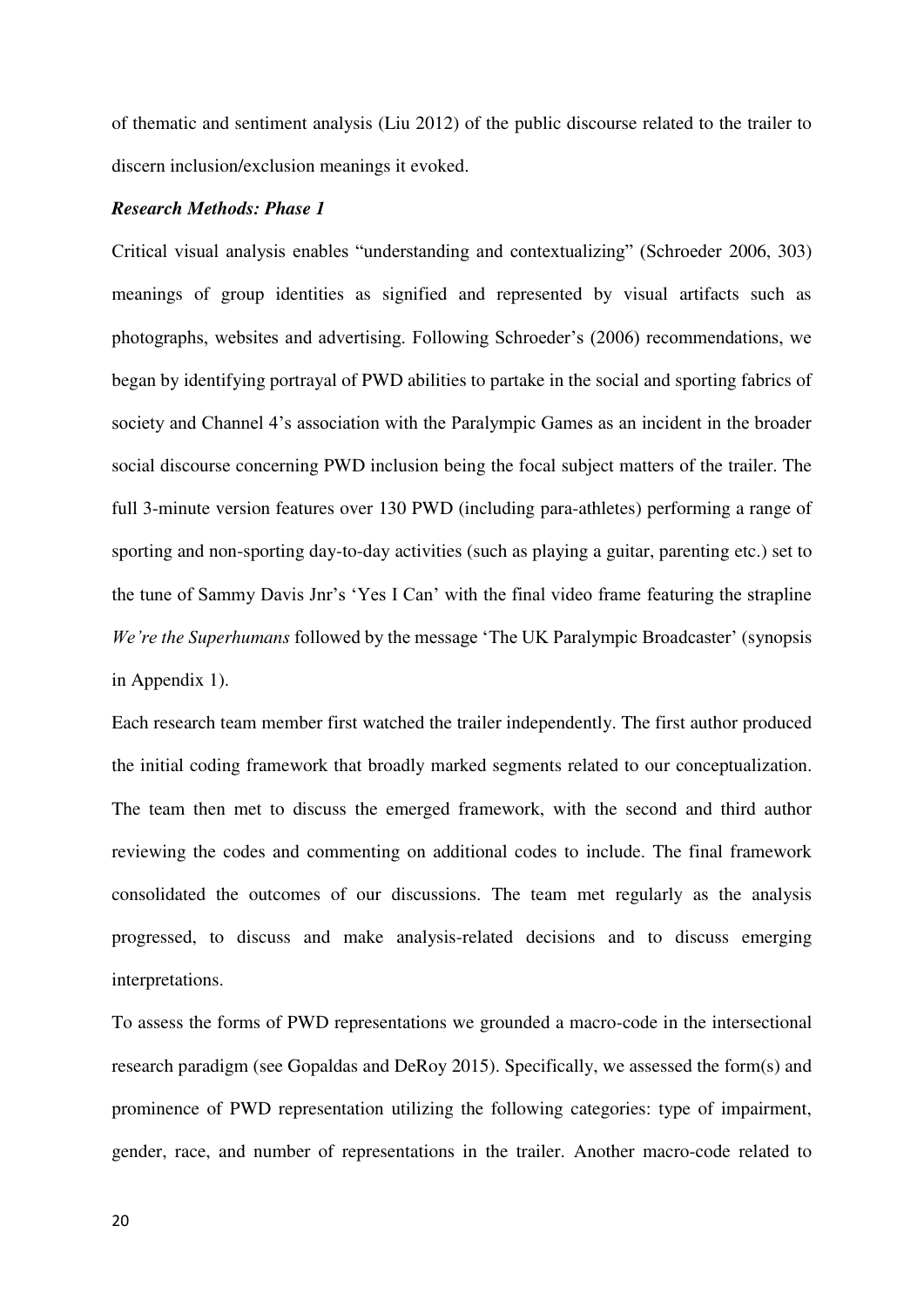of thematic and sentiment analysis (Liu 2012) of the public discourse related to the trailer to discern inclusion/exclusion meanings it evoked.

***Research Methods: Phase 1***

Critical visual analysis enables "understanding and contextualizing" (Schroeder 2006, 303) meanings of group identities as signified and represented by visual artifacts such as photographs, websites and advertising. Following Schroeder's (2006) recommendations, we began by identifying portrayal of PWD abilities to partake in the social and sporting fabrics of society and Channel 4's association with the Paralympic Games as an incident in the broader social discourse concerning PWD inclusion being the focal subject matters of the trailer. The full 3-minute version features over 130 PWD (including para-athletes) performing a range of sporting and non-sporting day-to-day activities (such as playing a guitar, parenting etc.) set to the tune of Sammy Davis Jnr's 'Yes I Can' with the final video frame featuring the strapline *We're the Superhumans* followed by the message 'The UK Paralympic Broadcaster' (synopsis in Appendix 1).

Each research team member first watched the trailer independently. The first author produced the initial coding framework that broadly marked segments related to our conceptualization. The team then met to discuss the emerged framework, with the second and third author reviewing the codes and commenting on additional codes to include. The final framework consolidated the outcomes of our discussions. The team met regularly as the analysis progressed, to discuss and make analysis-related decisions and to discuss emerging interpretations.

To assess the forms of PWD representations we grounded a macro-code in the intersectional research paradigm (see Gopaldas and DeRoy 2015). Specifically, we assessed the form(s) and prominence of PWD representation utilizing the following categories: type of impairment, gender, race, and number of representations in the trailer. Another macro-code related to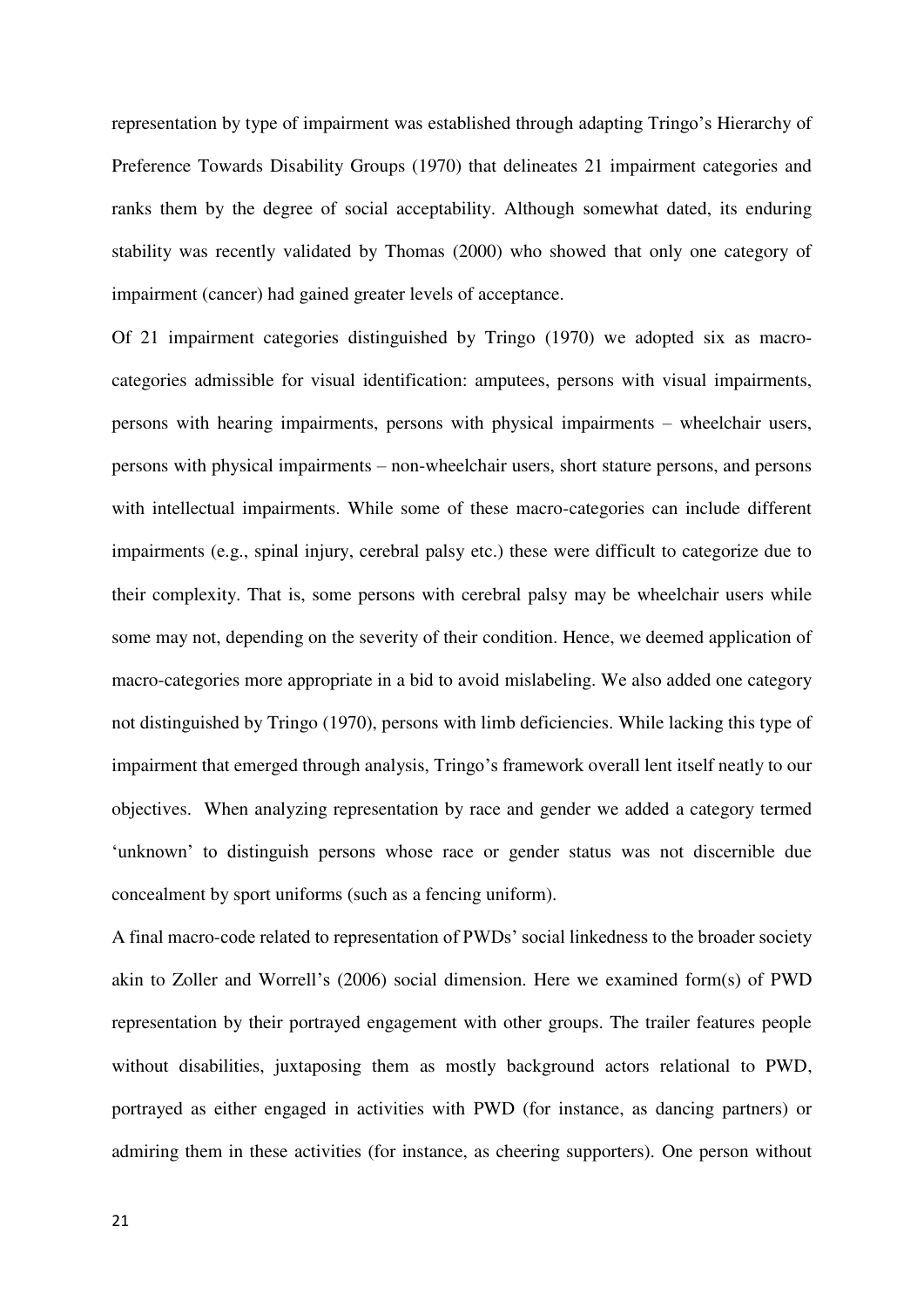representation by type of impairment was established through adapting Tringo's Hierarchy of Preference Towards Disability Groups (1970) that delineates 21 impairment categories and ranks them by the degree of social acceptability. Although somewhat dated, its enduring stability was recently validated by Thomas (2000) who showed that only one category of impairment (cancer) had gained greater levels of acceptance.

Of 21 impairment categories distinguished by Tringo (1970) we adopted six as macro-categories admissible for visual identification: amputees, persons with visual impairments, persons with hearing impairments, persons with physical impairments – wheelchair users, persons with physical impairments – non-wheelchair users, short stature persons, and persons with intellectual impairments. While some of these macro-categories can include different impairments (e.g., spinal injury, cerebral palsy etc.) these were difficult to categorize due to their complexity. That is, some persons with cerebral palsy may be wheelchair users while some may not, depending on the severity of their condition. Hence, we deemed application of macro-categories more appropriate in a bid to avoid mislabeling. We also added one category not distinguished by Tringo (1970), persons with limb deficiencies. While lacking this type of impairment that emerged through analysis, Tringo's framework overall lent itself neatly to our objectives. When analyzing representation by race and gender we added a category termed 'unknown' to distinguish persons whose race or gender status was not discernible due concealment by sport uniforms (such as a fencing uniform).

A final macro-code related to representation of PWDs' social linkedness to the broader society akin to Zoller and Worrell's (2006) social dimension. Here we examined form(s) of PWD representation by their portrayed engagement with other groups. The trailer features people without disabilities, juxtaposing them as mostly background actors relational to PWD, portrayed as either engaged in activities with PWD (for instance, as dancing partners) or admiring them in these activities (for instance, as cheering supporters). One person without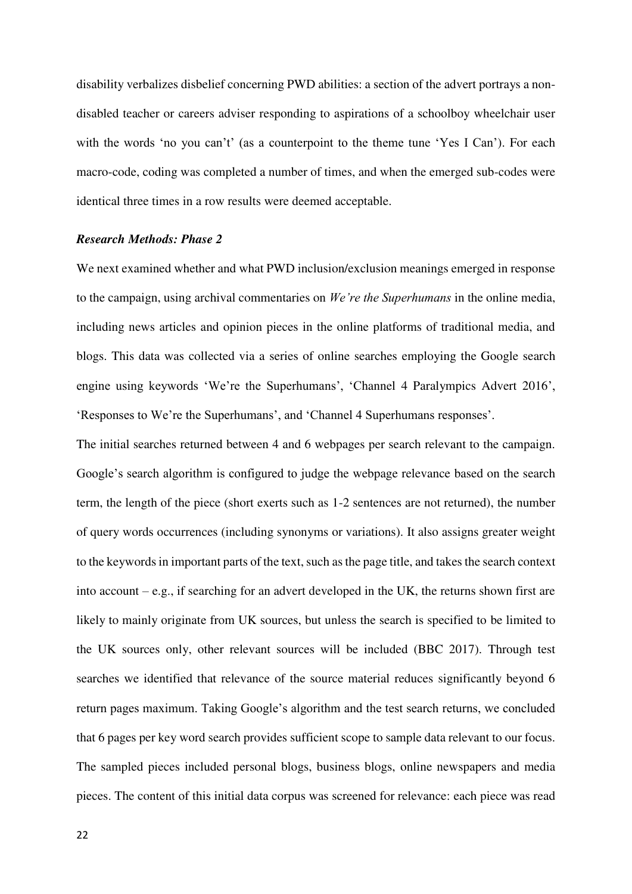disability verbalizes disbelief concerning PWD abilities: a section of the advert portrays a non-disabled teacher or careers adviser responding to aspirations of a schoolboy wheelchair user with the words 'no you can't' (as a counterpoint to the theme tune 'Yes I Can'). For each macro-code, coding was completed a number of times, and when the emerged sub-codes were identical three times in a row results were deemed acceptable.

### *Research Methods: Phase 2*

We next examined whether and what PWD inclusion/exclusion meanings emerged in response to the campaign, using archival commentaries on *We're the Superhumans* in the online media, including news articles and opinion pieces in the online platforms of traditional media, and blogs. This data was collected via a series of online searches employing the Google search engine using keywords 'We're the Superhumans', 'Channel 4 Paralympics Advert 2016', 'Responses to We're the Superhumans', and 'Channel 4 Superhumans responses'.

The initial searches returned between 4 and 6 webpages per search relevant to the campaign. Google's search algorithm is configured to judge the webpage relevance based on the search term, the length of the piece (short exerts such as 1-2 sentences are not returned), the number of query words occurrences (including synonyms or variations). It also assigns greater weight to the keywords in important parts of the text, such as the page title, and takes the search context into account – e.g., if searching for an advert developed in the UK, the returns shown first are likely to mainly originate from UK sources, but unless the search is specified to be limited to the UK sources only, other relevant sources will be included (BBC 2017). Through test searches we identified that relevance of the source material reduces significantly beyond 6 return pages maximum. Taking Google's algorithm and the test search returns, we concluded that 6 pages per key word search provides sufficient scope to sample data relevant to our focus. The sampled pieces included personal blogs, business blogs, online newspapers and media pieces. The content of this initial data corpus was screened for relevance: each piece was read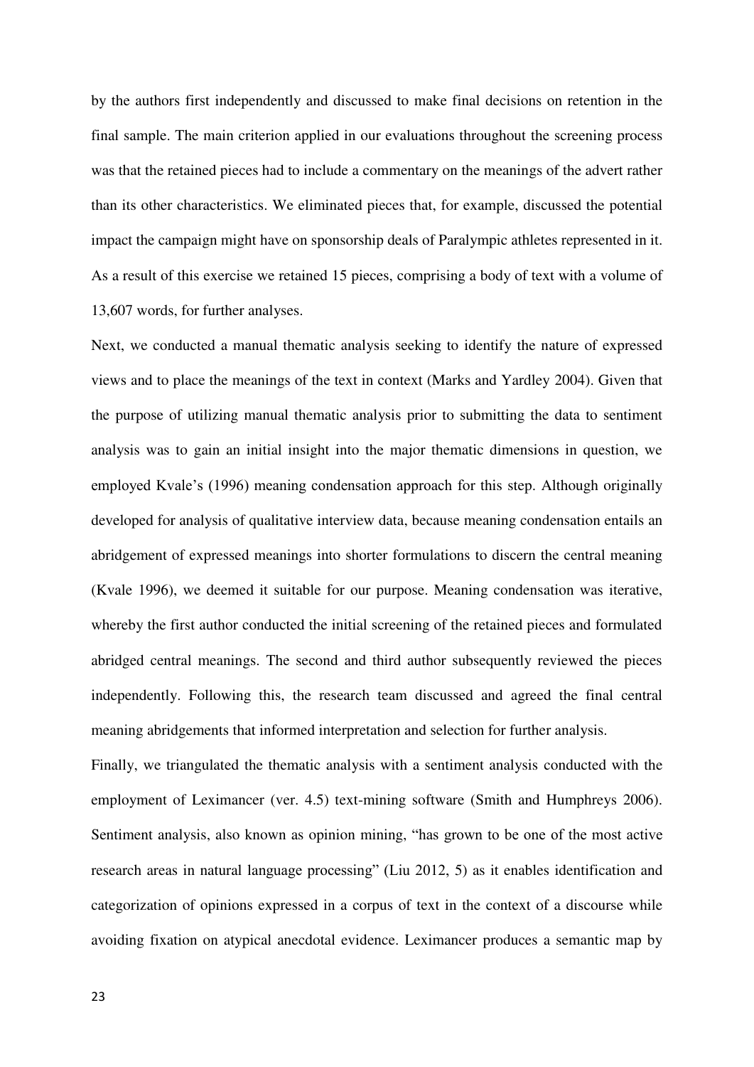by the authors first independently and discussed to make final decisions on retention in the final sample. The main criterion applied in our evaluations throughout the screening process was that the retained pieces had to include a commentary on the meanings of the advert rather than its other characteristics. We eliminated pieces that, for example, discussed the potential impact the campaign might have on sponsorship deals of Paralympic athletes represented in it. As a result of this exercise we retained 15 pieces, comprising a body of text with a volume of 13,607 words, for further analyses.

Next, we conducted a manual thematic analysis seeking to identify the nature of expressed views and to place the meanings of the text in context (Marks and Yardley 2004). Given that the purpose of utilizing manual thematic analysis prior to submitting the data to sentiment analysis was to gain an initial insight into the major thematic dimensions in question, we employed Kvale's (1996) meaning condensation approach for this step. Although originally developed for analysis of qualitative interview data, because meaning condensation entails an abridgement of expressed meanings into shorter formulations to discern the central meaning (Kvale 1996), we deemed it suitable for our purpose. Meaning condensation was iterative, whereby the first author conducted the initial screening of the retained pieces and formulated abridged central meanings. The second and third author subsequently reviewed the pieces independently. Following this, the research team discussed and agreed the final central meaning abridgements that informed interpretation and selection for further analysis.

Finally, we triangulated the thematic analysis with a sentiment analysis conducted with the employment of Leximancer (ver. 4.5) text-mining software (Smith and Humphreys 2006). Sentiment analysis, also known as opinion mining, "has grown to be one of the most active research areas in natural language processing" (Liu 2012, 5) as it enables identification and categorization of opinions expressed in a corpus of text in the context of a discourse while avoiding fixation on atypical anecdotal evidence. Leximancer produces a semantic map by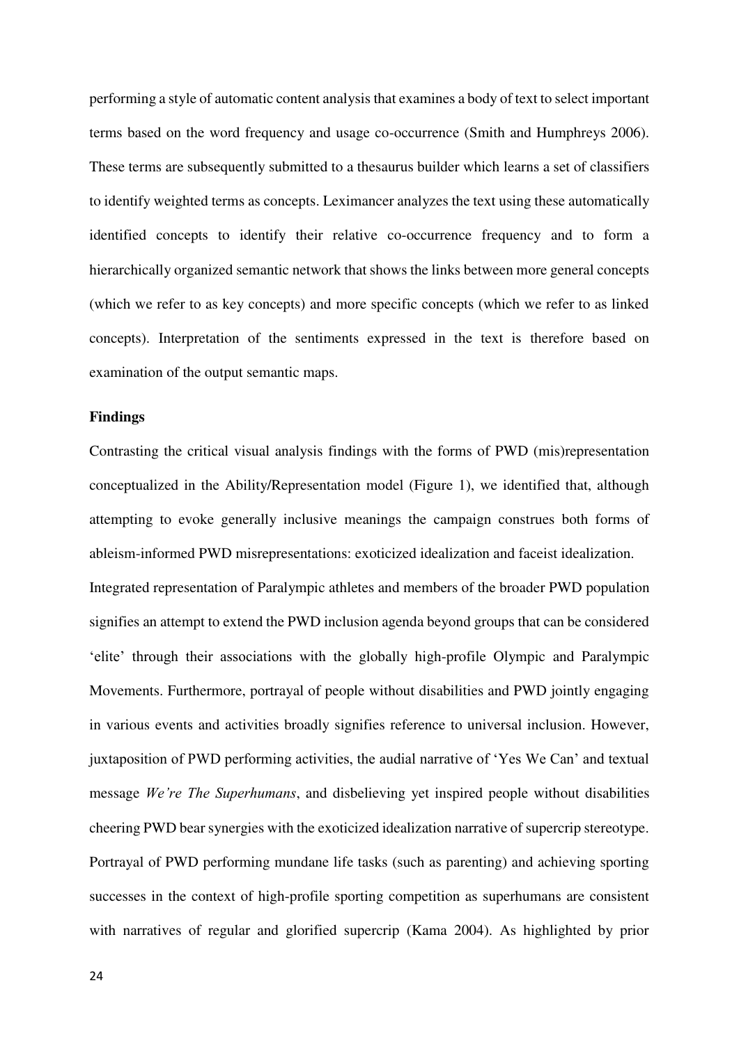performing a style of automatic content analysis that examines a body of text to select important terms based on the word frequency and usage co-occurrence (Smith and Humphreys 2006). These terms are subsequently submitted to a thesaurus builder which learns a set of classifiers to identify weighted terms as concepts. Leximancer analyzes the text using these automatically identified concepts to identify their relative co-occurrence frequency and to form a hierarchically organized semantic network that shows the links between more general concepts (which we refer to as key concepts) and more specific concepts (which we refer to as linked concepts). Interpretation of the sentiments expressed in the text is therefore based on examination of the output semantic maps.

**Findings**

Contrasting the critical visual analysis findings with the forms of PWD (mis)representation conceptualized in the Ability/Representation model (Figure 1), we identified that, although attempting to evoke generally inclusive meanings the campaign construes both forms of ableism-informed PWD misrepresentations: exoticized idealization and faceist idealization.

Integrated representation of Paralympic athletes and members of the broader PWD population signifies an attempt to extend the PWD inclusion agenda beyond groups that can be considered 'elite' through their associations with the globally high-profile Olympic and Paralympic Movements. Furthermore, portrayal of people without disabilities and PWD jointly engaging in various events and activities broadly signifies reference to universal inclusion. However, juxtaposition of PWD performing activities, the audial narrative of 'Yes We Can' and textual message *We're The Superhumans*, and disbelieving yet inspired people without disabilities cheering PWD bear synergies with the exoticized idealization narrative of supercrip stereotype. Portrayal of PWD performing mundane life tasks (such as parenting) and achieving sporting successes in the context of high-profile sporting competition as superhumans are consistent with narratives of regular and glorified supercrip (Kama 2004). As highlighted by prior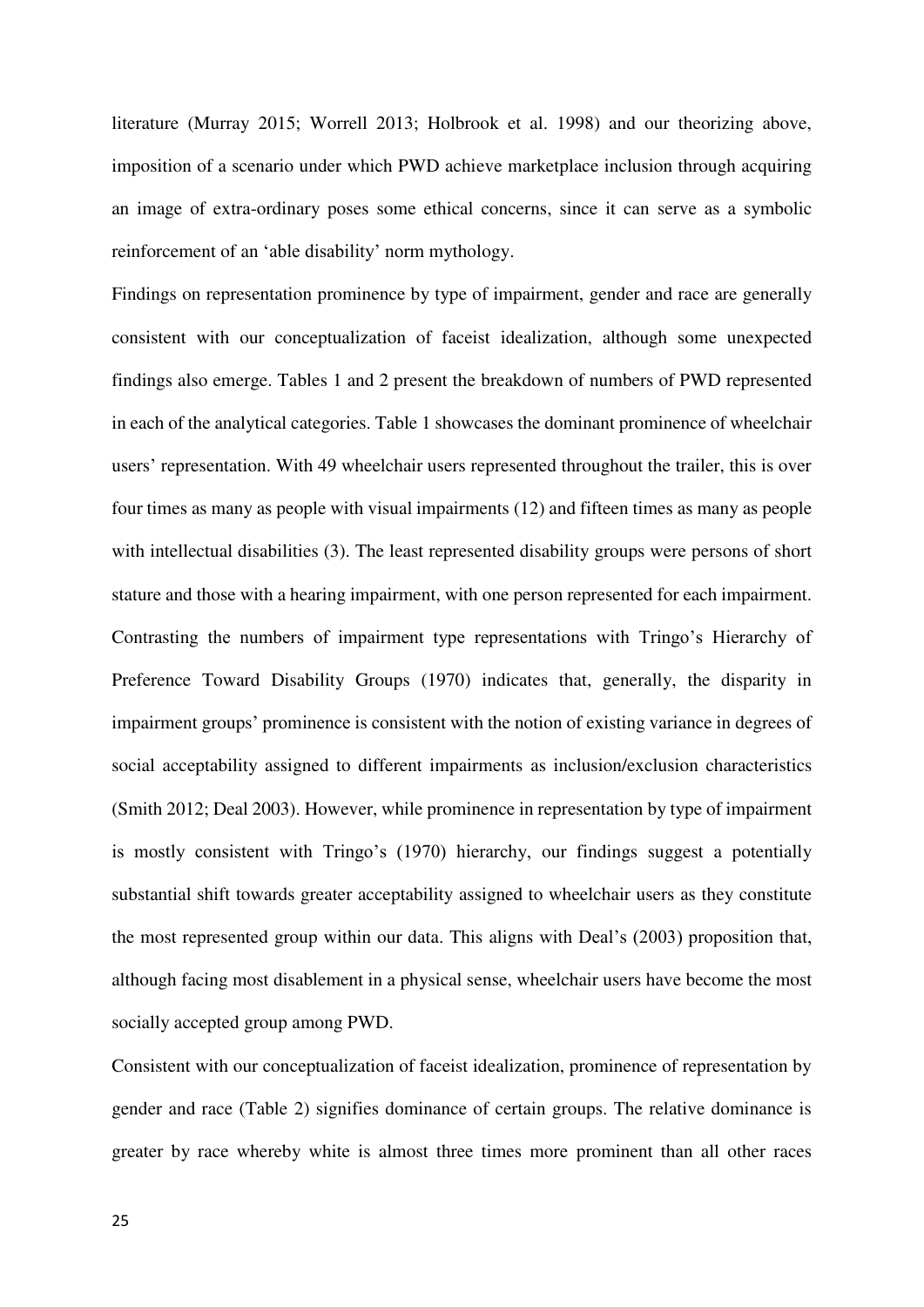literature (Murray 2015; Worrell 2013; Holbrook et al. 1998) and our theorizing above, imposition of a scenario under which PWD achieve marketplace inclusion through acquiring an image of extra-ordinary poses some ethical concerns, since it can serve as a symbolic reinforcement of an 'able disability' norm mythology.

Findings on representation prominence by type of impairment, gender and race are generally consistent with our conceptualization of faceist idealization, although some unexpected findings also emerge. Tables 1 and 2 present the breakdown of numbers of PWD represented in each of the analytical categories. Table 1 showcases the dominant prominence of wheelchair users' representation. With 49 wheelchair users represented throughout the trailer, this is over four times as many as people with visual impairments (12) and fifteen times as many as people with intellectual disabilities (3). The least represented disability groups were persons of short stature and those with a hearing impairment, with one person represented for each impairment. Contrasting the numbers of impairment type representations with Tringo's Hierarchy of Preference Toward Disability Groups (1970) indicates that, generally, the disparity in impairment groups' prominence is consistent with the notion of existing variance in degrees of social acceptability assigned to different impairments as inclusion/exclusion characteristics (Smith 2012; Deal 2003). However, while prominence in representation by type of impairment is mostly consistent with Tringo's (1970) hierarchy, our findings suggest a potentially substantial shift towards greater acceptability assigned to wheelchair users as they constitute the most represented group within our data. This aligns with Deal's (2003) proposition that, although facing most disablement in a physical sense, wheelchair users have become the most socially accepted group among PWD.

Consistent with our conceptualization of faceist idealization, prominence of representation by gender and race (Table 2) signifies dominance of certain groups. The relative dominance is greater by race whereby white is almost three times more prominent than all other races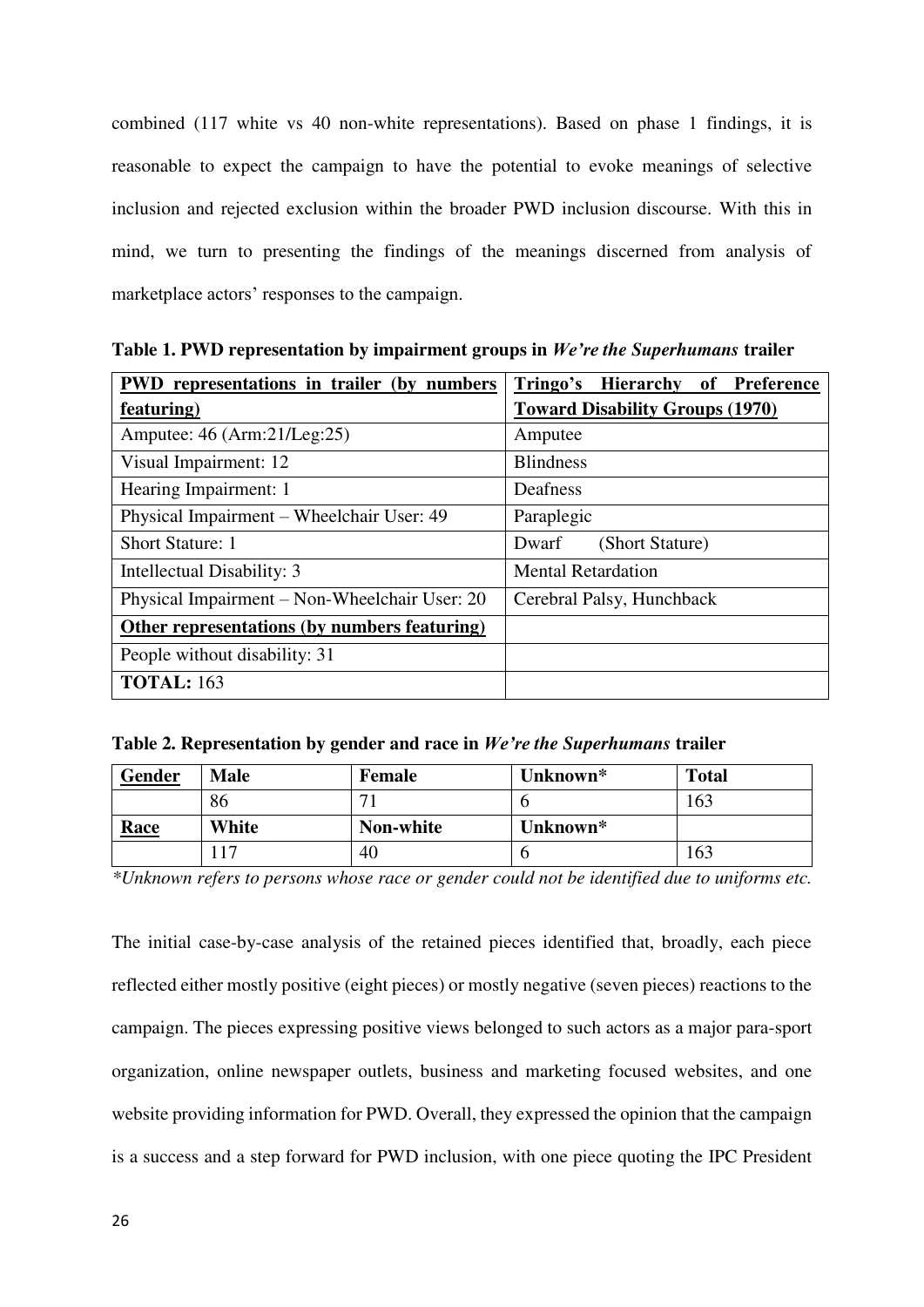combined (117 white vs 40 non-white representations). Based on phase 1 findings, it is reasonable to expect the campaign to have the potential to evoke meanings of selective inclusion and rejected exclusion within the broader PWD inclusion discourse. With this in mind, we turn to presenting the findings of the meanings discerned from analysis of marketplace actors' responses to the campaign.

**Table 1. PWD representation by impairment groups in *We're the Superhumans* trailer**

| <u>PWD representations in trailer (by numbers featuring)</u> | <u>Tringo's Hierarchy of Preference Toward Disability Groups (1970)</u> |
|---|---|
| Amputee: 46 (Arm:21/Leg:25) | Amputee |
| Visual Impairment: 12 | Blindness |
| Hearing Impairment: 1 | Deafness |
| Physical Impairment – Wheelchair User: 49 | Paraplegic |
| Short Stature: 1 | Dwarf (Short Stature) |
| Intellectual Disability: 3 | Mental Retardation |
| Physical Impairment – Non-Wheelchair User: 20 | Cerebral Palsy, Hunchback |
| **<u>Other representations (by numbers featuring)</u>** | |
| People without disability: 31 | |
| **TOTAL:** 163 | |

**Table 2. Representation by gender and race in *We're the Superhumans* trailer**

| <u>Gender</u> | Male | Female | Unknown* | Total |
|---|---|---|---|---|
| | 86 | 71 | 6 | 163 |
| <u>Race</u> | **White** | **Non-white** | **Unknown*** | |
| | 117 | 40 | 6 | 163 |

*\*Unknown refers to persons whose race or gender could not be identified due to uniforms etc.*

The initial case-by-case analysis of the retained pieces identified that, broadly, each piece reflected either mostly positive (eight pieces) or mostly negative (seven pieces) reactions to the campaign. The pieces expressing positive views belonged to such actors as a major para-sport organization, online newspaper outlets, business and marketing focused websites, and one website providing information for PWD. Overall, they expressed the opinion that the campaign is a success and a step forward for PWD inclusion, with one piece quoting the IPC President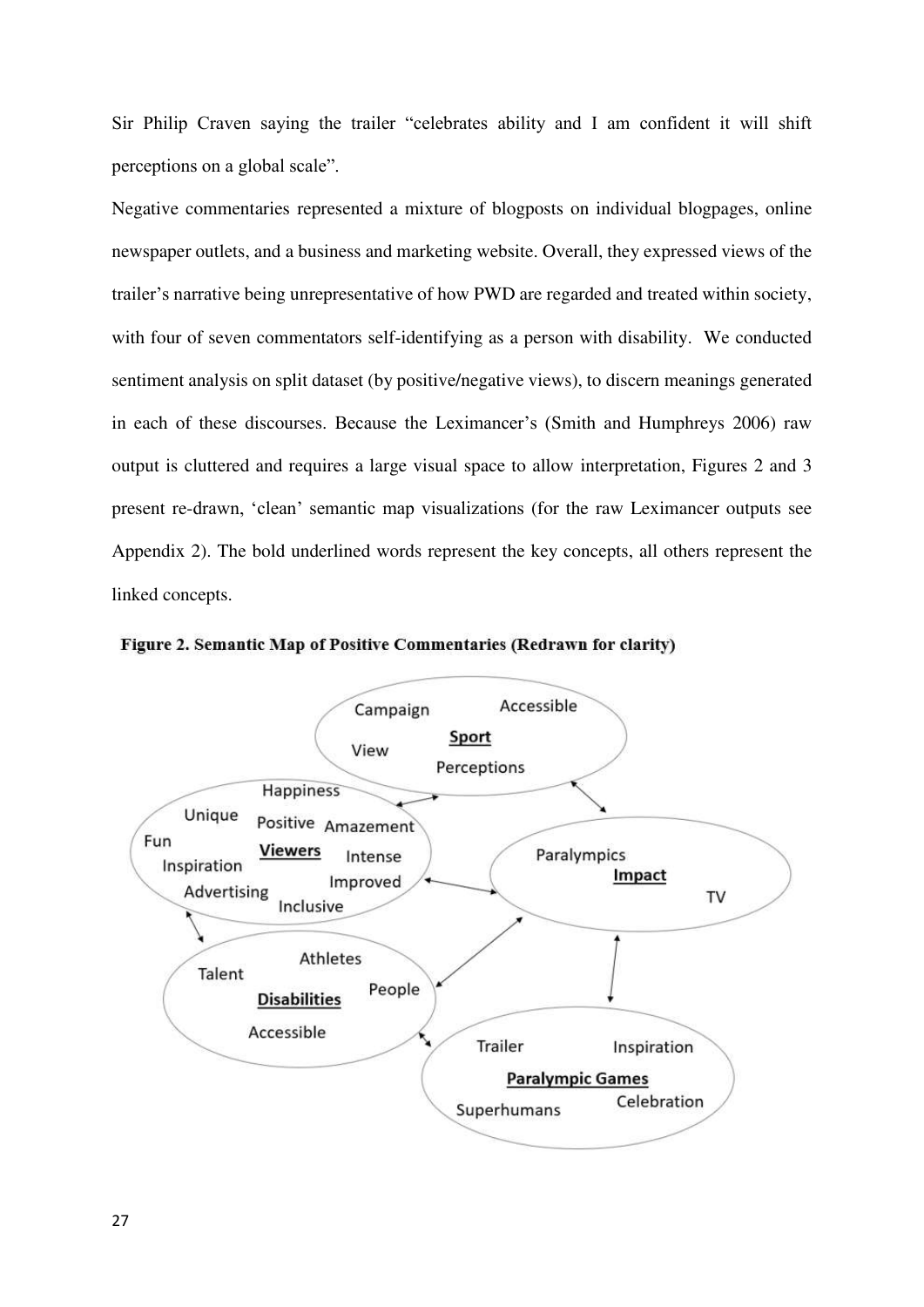Sir Philip Craven saying the trailer "celebrates ability and I am confident it will shift perceptions on a global scale".

Negative commentaries represented a mixture of blogposts on individual blogpages, online newspaper outlets, and a business and marketing website. Overall, they expressed views of the trailer's narrative being unrepresentative of how PWD are regarded and treated within society, with four of seven commentators self-identifying as a person with disability. We conducted sentiment analysis on split dataset (by positive/negative views), to discern meanings generated in each of these discourses. Because the Leximancer's (Smith and Humphreys 2006) raw output is cluttered and requires a large visual space to allow interpretation, Figures 2 and 3 present re-drawn, 'clean' semantic map visualizations (for the raw Leximancer outputs see Appendix 2). The bold underlined words represent the key concepts, all others represent the linked concepts.

**Figure 2. Semantic Map of Positive Commentaries (Redrawn for clarity)**

Campaign Accessible **Sport** View Perceptions

Happiness Unique Positive Amazement Fun **Viewers** Intense Inspiration Improved Advertising Inclusive

Paralympics **Impact** TV

Athletes Talent People **Disabilities** Accessible

Trailer Inspiration **Paralympic Games** Superhumans Celebration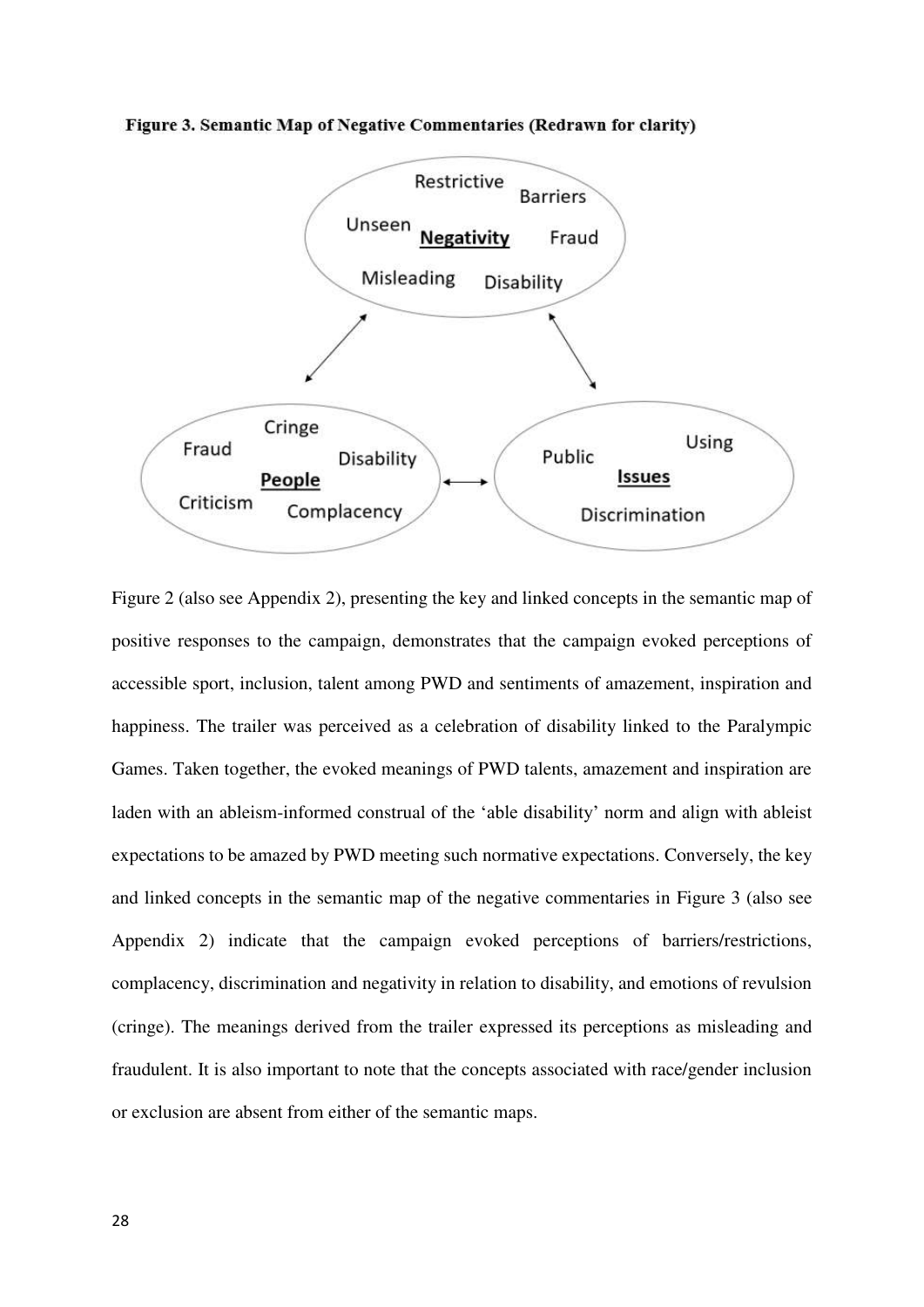**Figure 3. Semantic Map of Negative Commentaries (Redrawn for clarity)**

Figure 2 (also see Appendix 2), presenting the key and linked concepts in the semantic map of positive responses to the campaign, demonstrates that the campaign evoked perceptions of accessible sport, inclusion, talent among PWD and sentiments of amazement, inspiration and happiness. The trailer was perceived as a celebration of disability linked to the Paralympic Games. Taken together, the evoked meanings of PWD talents, amazement and inspiration are laden with an ableism-informed construal of the 'able disability' norm and align with ableist expectations to be amazed by PWD meeting such normative expectations. Conversely, the key and linked concepts in the semantic map of the negative commentaries in Figure 3 (also see Appendix 2) indicate that the campaign evoked perceptions of barriers/restrictions, complacency, discrimination and negativity in relation to disability, and emotions of revulsion (cringe). The meanings derived from the trailer expressed its perceptions as misleading and fraudulent. It is also important to note that the concepts associated with race/gender inclusion or exclusion are absent from either of the semantic maps.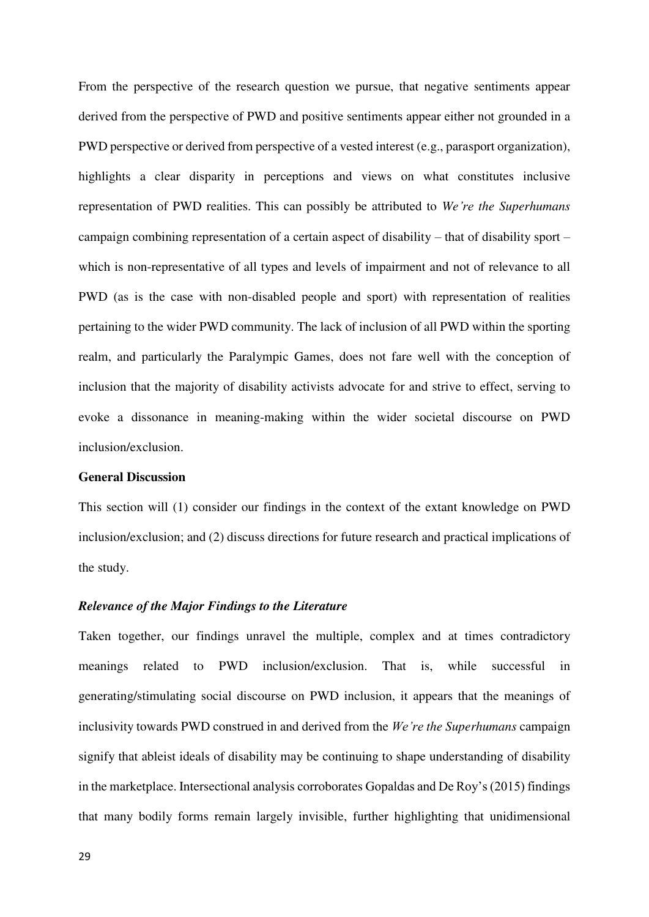From the perspective of the research question we pursue, that negative sentiments appear derived from the perspective of PWD and positive sentiments appear either not grounded in a PWD perspective or derived from perspective of a vested interest (e.g., parasport organization), highlights a clear disparity in perceptions and views on what constitutes inclusive representation of PWD realities. This can possibly be attributed to *We're the Superhumans* campaign combining representation of a certain aspect of disability – that of disability sport – which is non-representative of all types and levels of impairment and not of relevance to all PWD (as is the case with non-disabled people and sport) with representation of realities pertaining to the wider PWD community. The lack of inclusion of all PWD within the sporting realm, and particularly the Paralympic Games, does not fare well with the conception of inclusion that the majority of disability activists advocate for and strive to effect, serving to evoke a dissonance in meaning-making within the wider societal discourse on PWD inclusion/exclusion.

## General Discussion

This section will (1) consider our findings in the context of the extant knowledge on PWD inclusion/exclusion; and (2) discuss directions for future research and practical implications of the study.

### *Relevance of the Major Findings to the Literature*

Taken together, our findings unravel the multiple, complex and at times contradictory meanings related to PWD inclusion/exclusion. That is, while successful in generating/stimulating social discourse on PWD inclusion, it appears that the meanings of inclusivity towards PWD construed in and derived from the *We're the Superhumans* campaign signify that ableist ideals of disability may be continuing to shape understanding of disability in the marketplace. Intersectional analysis corroborates Gopaldas and De Roy's (2015) findings that many bodily forms remain largely invisible, further highlighting that unidimensional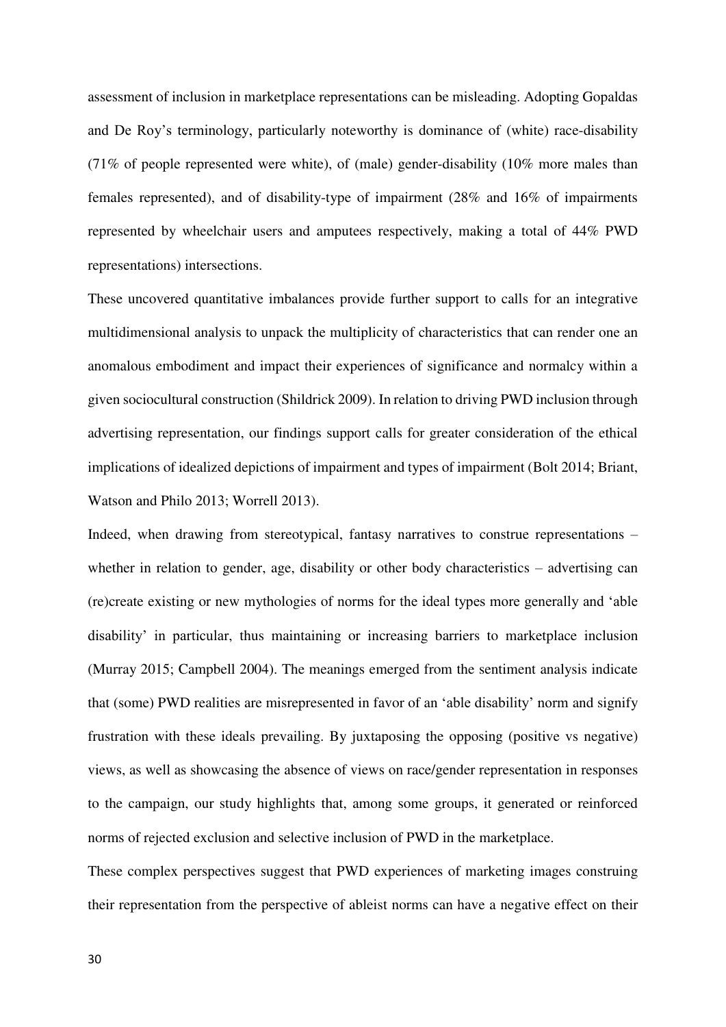assessment of inclusion in marketplace representations can be misleading. Adopting Gopaldas and De Roy's terminology, particularly noteworthy is dominance of (white) race-disability (71% of people represented were white), of (male) gender-disability (10% more males than females represented), and of disability-type of impairment (28% and 16% of impairments represented by wheelchair users and amputees respectively, making a total of 44% PWD representations) intersections.

These uncovered quantitative imbalances provide further support to calls for an integrative multidimensional analysis to unpack the multiplicity of characteristics that can render one an anomalous embodiment and impact their experiences of significance and normalcy within a given sociocultural construction (Shildrick 2009). In relation to driving PWD inclusion through advertising representation, our findings support calls for greater consideration of the ethical implications of idealized depictions of impairment and types of impairment (Bolt 2014; Briant, Watson and Philo 2013; Worrell 2013).

Indeed, when drawing from stereotypical, fantasy narratives to construe representations – whether in relation to gender, age, disability or other body characteristics – advertising can (re)create existing or new mythologies of norms for the ideal types more generally and 'able disability' in particular, thus maintaining or increasing barriers to marketplace inclusion (Murray 2015; Campbell 2004). The meanings emerged from the sentiment analysis indicate that (some) PWD realities are misrepresented in favor of an 'able disability' norm and signify frustration with these ideals prevailing. By juxtaposing the opposing (positive vs negative) views, as well as showcasing the absence of views on race/gender representation in responses to the campaign, our study highlights that, among some groups, it generated or reinforced norms of rejected exclusion and selective inclusion of PWD in the marketplace.

These complex perspectives suggest that PWD experiences of marketing images construing their representation from the perspective of ableist norms can have a negative effect on their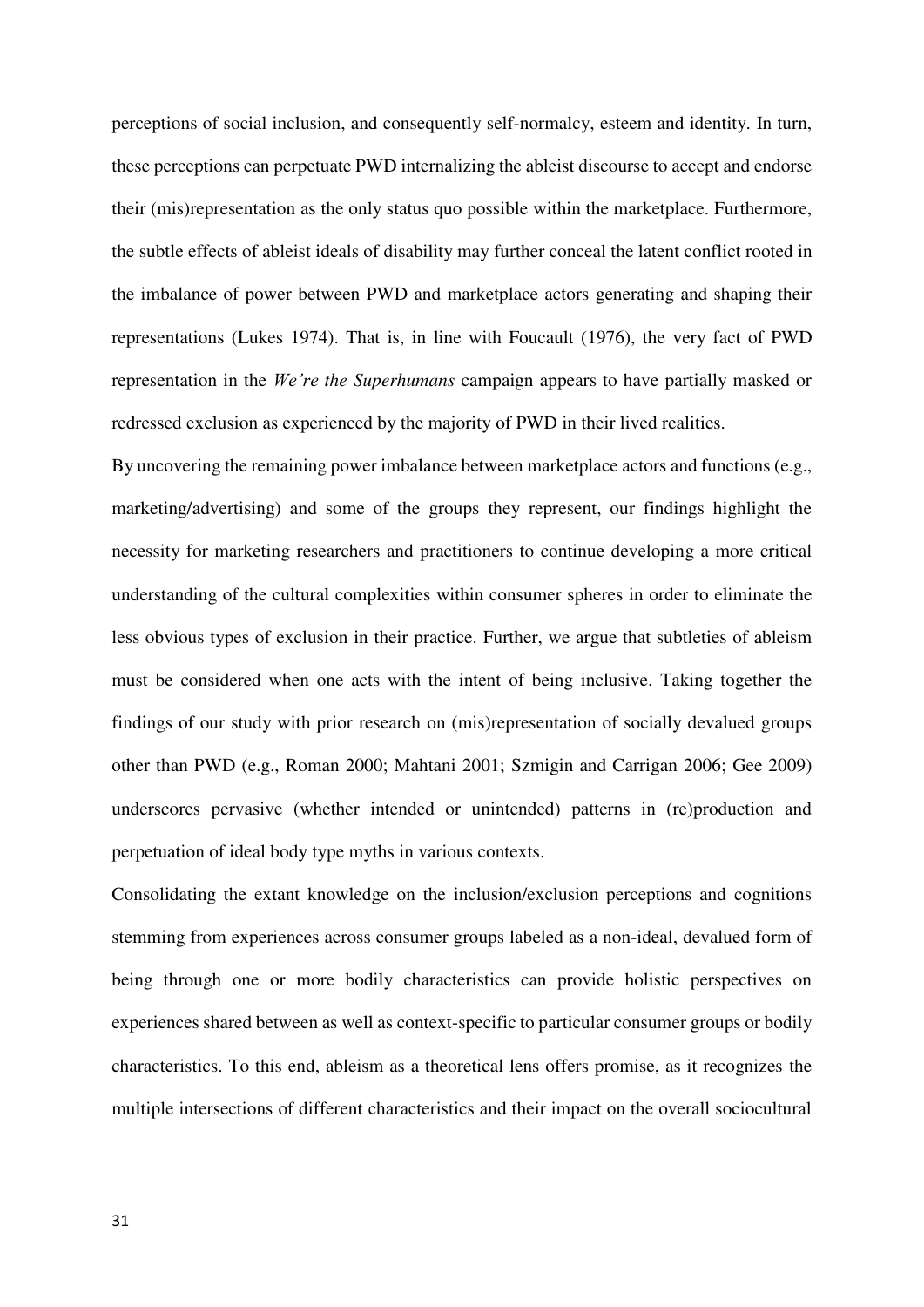perceptions of social inclusion, and consequently self-normalcy, esteem and identity. In turn, these perceptions can perpetuate PWD internalizing the ableist discourse to accept and endorse their (mis)representation as the only status quo possible within the marketplace. Furthermore, the subtle effects of ableist ideals of disability may further conceal the latent conflict rooted in the imbalance of power between PWD and marketplace actors generating and shaping their representations (Lukes 1974). That is, in line with Foucault (1976), the very fact of PWD representation in the *We're the Superhumans* campaign appears to have partially masked or redressed exclusion as experienced by the majority of PWD in their lived realities.

By uncovering the remaining power imbalance between marketplace actors and functions (e.g., marketing/advertising) and some of the groups they represent, our findings highlight the necessity for marketing researchers and practitioners to continue developing a more critical understanding of the cultural complexities within consumer spheres in order to eliminate the less obvious types of exclusion in their practice. Further, we argue that subtleties of ableism must be considered when one acts with the intent of being inclusive. Taking together the findings of our study with prior research on (mis)representation of socially devalued groups other than PWD (e.g., Roman 2000; Mahtani 2001; Szmigin and Carrigan 2006; Gee 2009) underscores pervasive (whether intended or unintended) patterns in (re)production and perpetuation of ideal body type myths in various contexts.

Consolidating the extant knowledge on the inclusion/exclusion perceptions and cognitions stemming from experiences across consumer groups labeled as a non-ideal, devalued form of being through one or more bodily characteristics can provide holistic perspectives on experiences shared between as well as context-specific to particular consumer groups or bodily characteristics. To this end, ableism as a theoretical lens offers promise, as it recognizes the multiple intersections of different characteristics and their impact on the overall sociocultural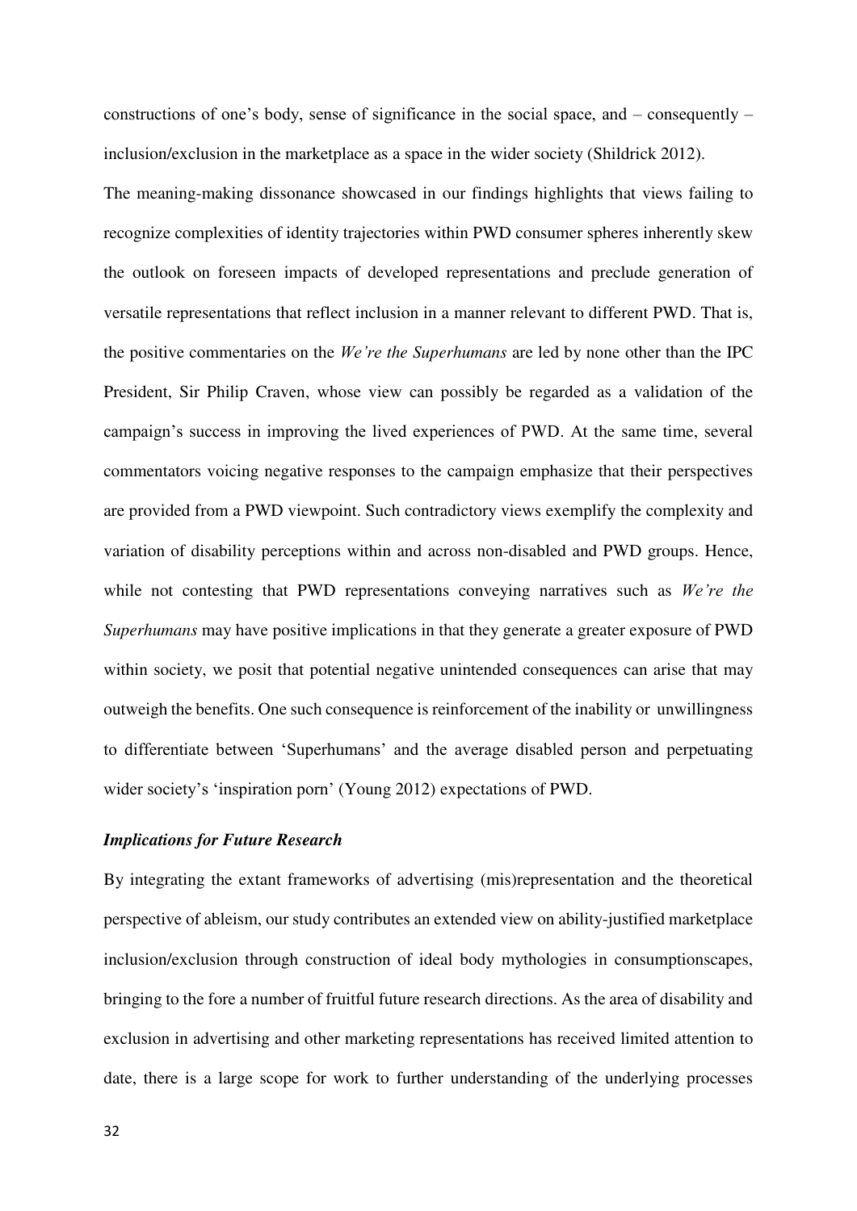constructions of one's body, sense of significance in the social space, and – consequently – inclusion/exclusion in the marketplace as a space in the wider society (Shildrick 2012).

The meaning-making dissonance showcased in our findings highlights that views failing to recognize complexities of identity trajectories within PWD consumer spheres inherently skew the outlook on foreseen impacts of developed representations and preclude generation of versatile representations that reflect inclusion in a manner relevant to different PWD. That is, the positive commentaries on the *We're the Superhumans* are led by none other than the IPC President, Sir Philip Craven, whose view can possibly be regarded as a validation of the campaign's success in improving the lived experiences of PWD. At the same time, several commentators voicing negative responses to the campaign emphasize that their perspectives are provided from a PWD viewpoint. Such contradictory views exemplify the complexity and variation of disability perceptions within and across non-disabled and PWD groups. Hence, while not contesting that PWD representations conveying narratives such as *We're the Superhumans* may have positive implications in that they generate a greater exposure of PWD within society, we posit that potential negative unintended consequences can arise that may outweigh the benefits. One such consequence is reinforcement of the inability or unwillingness to differentiate between 'Superhumans' and the average disabled person and perpetuating wider society's 'inspiration porn' (Young 2012) expectations of PWD.

### *Implications for Future Research*

By integrating the extant frameworks of advertising (mis)representation and the theoretical perspective of ableism, our study contributes an extended view on ability-justified marketplace inclusion/exclusion through construction of ideal body mythologies in consumptionscapes, bringing to the fore a number of fruitful future research directions. As the area of disability and exclusion in advertising and other marketing representations has received limited attention to date, there is a large scope for work to further understanding of the underlying processes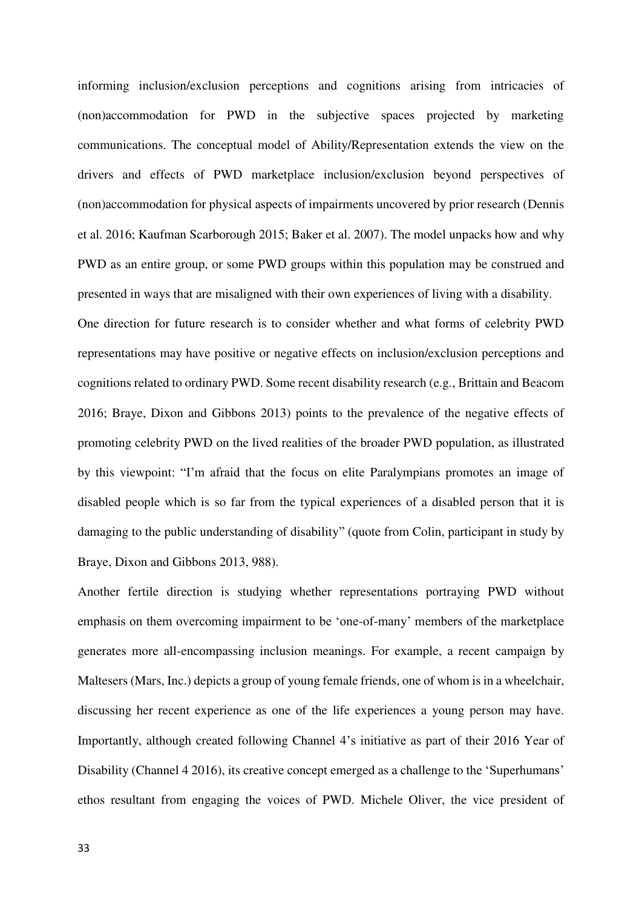informing inclusion/exclusion perceptions and cognitions arising from intricacies of (non)accommodation for PWD in the subjective spaces projected by marketing communications. The conceptual model of Ability/Representation extends the view on the drivers and effects of PWD marketplace inclusion/exclusion beyond perspectives of (non)accommodation for physical aspects of impairments uncovered by prior research (Dennis et al. 2016; Kaufman Scarborough 2015; Baker et al. 2007). The model unpacks how and why PWD as an entire group, or some PWD groups within this population may be construed and presented in ways that are misaligned with their own experiences of living with a disability.

One direction for future research is to consider whether and what forms of celebrity PWD representations may have positive or negative effects on inclusion/exclusion perceptions and cognitions related to ordinary PWD. Some recent disability research (e.g., Brittain and Beacom 2016; Braye, Dixon and Gibbons 2013) points to the prevalence of the negative effects of promoting celebrity PWD on the lived realities of the broader PWD population, as illustrated by this viewpoint: "I'm afraid that the focus on elite Paralympians promotes an image of disabled people which is so far from the typical experiences of a disabled person that it is damaging to the public understanding of disability" (quote from Colin, participant in study by Braye, Dixon and Gibbons 2013, 988).

Another fertile direction is studying whether representations portraying PWD without emphasis on them overcoming impairment to be 'one-of-many' members of the marketplace generates more all-encompassing inclusion meanings. For example, a recent campaign by Maltesers (Mars, Inc.) depicts a group of young female friends, one of whom is in a wheelchair, discussing her recent experience as one of the life experiences a young person may have. Importantly, although created following Channel 4's initiative as part of their 2016 Year of Disability (Channel 4 2016), its creative concept emerged as a challenge to the 'Superhumans' ethos resultant from engaging the voices of PWD. Michele Oliver, the vice president of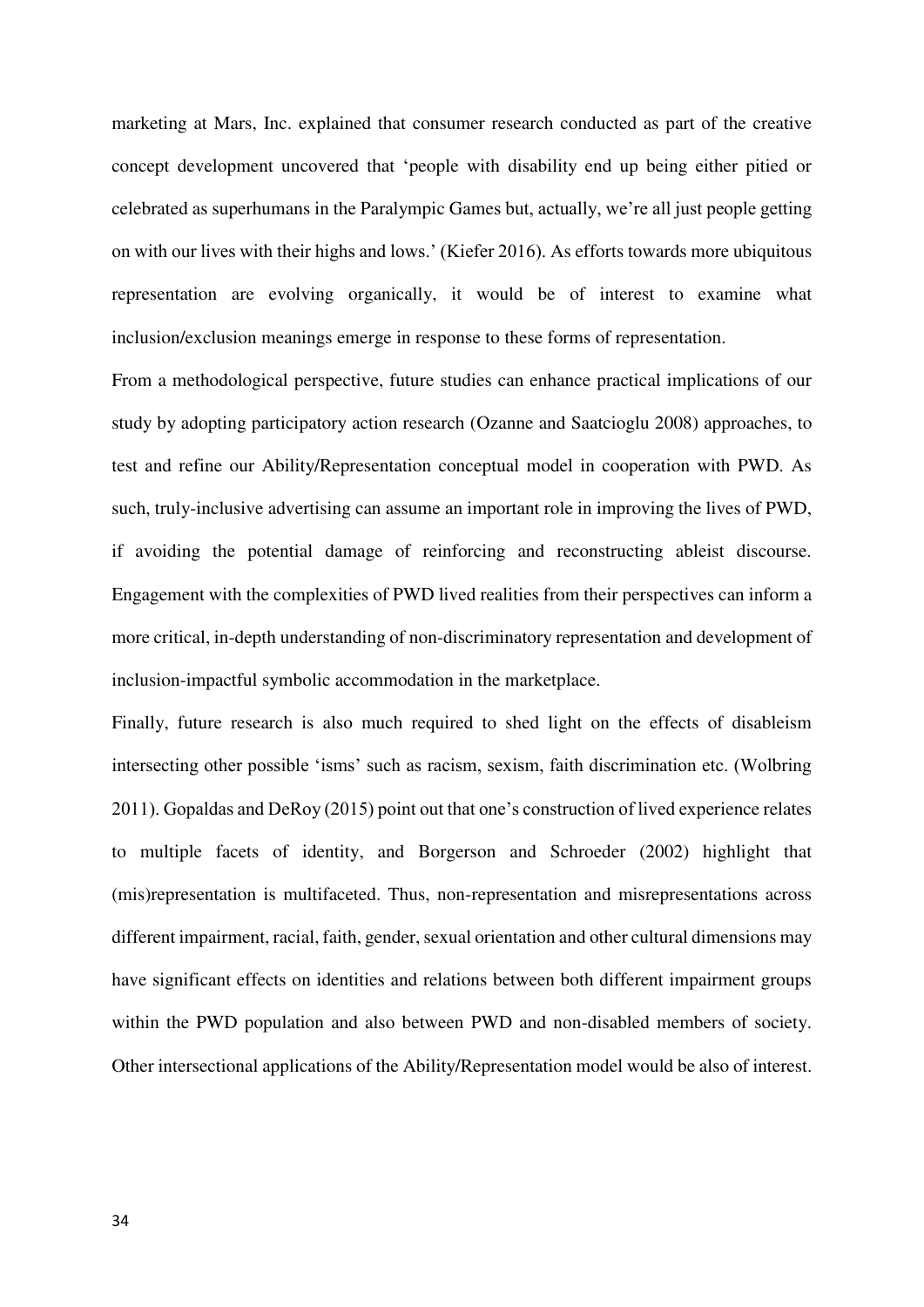marketing at Mars, Inc. explained that consumer research conducted as part of the creative concept development uncovered that 'people with disability end up being either pitied or celebrated as superhumans in the Paralympic Games but, actually, we're all just people getting on with our lives with their highs and lows.' (Kiefer 2016). As efforts towards more ubiquitous representation are evolving organically, it would be of interest to examine what inclusion/exclusion meanings emerge in response to these forms of representation.

From a methodological perspective, future studies can enhance practical implications of our study by adopting participatory action research (Ozanne and Saatcioglu 2008) approaches, to test and refine our Ability/Representation conceptual model in cooperation with PWD. As such, truly-inclusive advertising can assume an important role in improving the lives of PWD, if avoiding the potential damage of reinforcing and reconstructing ableist discourse. Engagement with the complexities of PWD lived realities from their perspectives can inform a more critical, in-depth understanding of non-discriminatory representation and development of inclusion-impactful symbolic accommodation in the marketplace.

Finally, future research is also much required to shed light on the effects of disableism intersecting other possible 'isms' such as racism, sexism, faith discrimination etc. (Wolbring 2011). Gopaldas and DeRoy (2015) point out that one's construction of lived experience relates to multiple facets of identity, and Borgerson and Schroeder (2002) highlight that (mis)representation is multifaceted. Thus, non-representation and misrepresentations across different impairment, racial, faith, gender, sexual orientation and other cultural dimensions may have significant effects on identities and relations between both different impairment groups within the PWD population and also between PWD and non-disabled members of society. Other intersectional applications of the Ability/Representation model would be also of interest.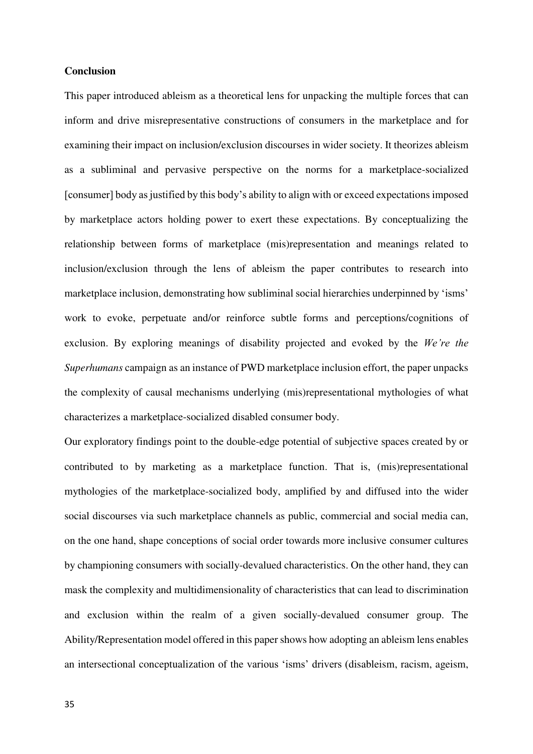**Conclusion**

This paper introduced ableism as a theoretical lens for unpacking the multiple forces that can inform and drive misrepresentative constructions of consumers in the marketplace and for examining their impact on inclusion/exclusion discourses in wider society. It theorizes ableism as a subliminal and pervasive perspective on the norms for a marketplace-socialized [consumer] body as justified by this body's ability to align with or exceed expectations imposed by marketplace actors holding power to exert these expectations. By conceptualizing the relationship between forms of marketplace (mis)representation and meanings related to inclusion/exclusion through the lens of ableism the paper contributes to research into marketplace inclusion, demonstrating how subliminal social hierarchies underpinned by 'isms' work to evoke, perpetuate and/or reinforce subtle forms and perceptions/cognitions of exclusion. By exploring meanings of disability projected and evoked by the *We're the Superhumans* campaign as an instance of PWD marketplace inclusion effort, the paper unpacks the complexity of causal mechanisms underlying (mis)representational mythologies of what characterizes a marketplace-socialized disabled consumer body.

Our exploratory findings point to the double-edge potential of subjective spaces created by or contributed to by marketing as a marketplace function. That is, (mis)representational mythologies of the marketplace-socialized body, amplified by and diffused into the wider social discourses via such marketplace channels as public, commercial and social media can, on the one hand, shape conceptions of social order towards more inclusive consumer cultures by championing consumers with socially-devalued characteristics. On the other hand, they can mask the complexity and multidimensionality of characteristics that can lead to discrimination and exclusion within the realm of a given socially-devalued consumer group. The Ability/Representation model offered in this paper shows how adopting an ableism lens enables an intersectional conceptualization of the various 'isms' drivers (disableism, racism, ageism,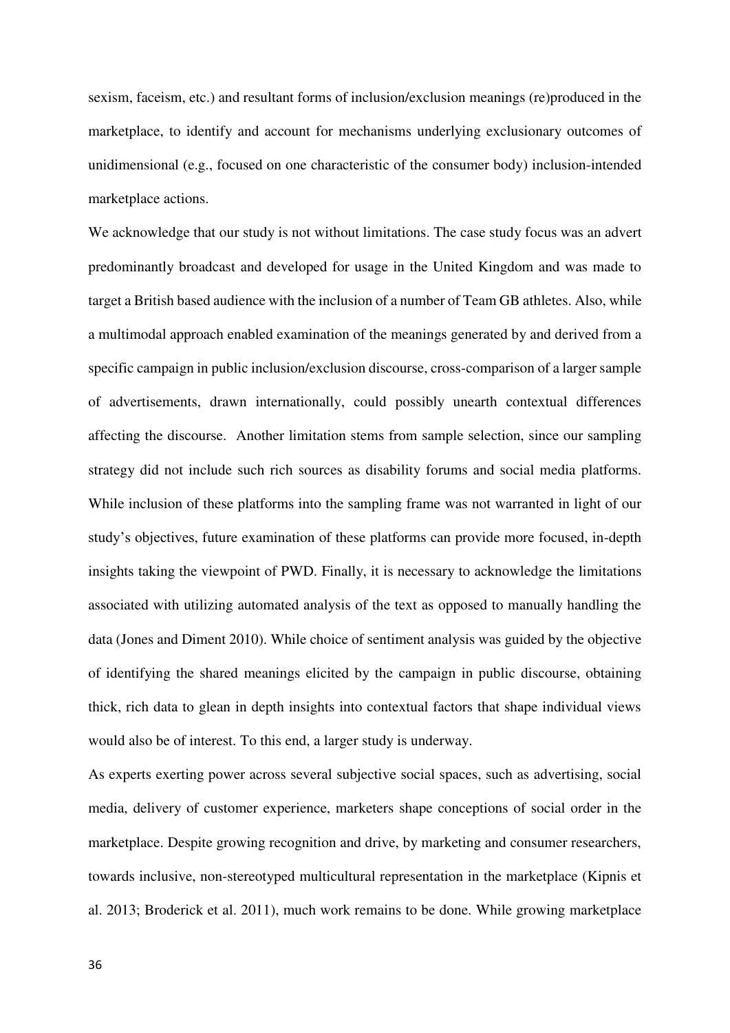sexism, faceism, etc.) and resultant forms of inclusion/exclusion meanings (re)produced in the marketplace, to identify and account for mechanisms underlying exclusionary outcomes of unidimensional (e.g., focused on one characteristic of the consumer body) inclusion-intended marketplace actions.

We acknowledge that our study is not without limitations. The case study focus was an advert predominantly broadcast and developed for usage in the United Kingdom and was made to target a British based audience with the inclusion of a number of Team GB athletes. Also, while a multimodal approach enabled examination of the meanings generated by and derived from a specific campaign in public inclusion/exclusion discourse, cross-comparison of a larger sample of advertisements, drawn internationally, could possibly unearth contextual differences affecting the discourse. Another limitation stems from sample selection, since our sampling strategy did not include such rich sources as disability forums and social media platforms. While inclusion of these platforms into the sampling frame was not warranted in light of our study's objectives, future examination of these platforms can provide more focused, in-depth insights taking the viewpoint of PWD. Finally, it is necessary to acknowledge the limitations associated with utilizing automated analysis of the text as opposed to manually handling the data (Jones and Diment 2010). While choice of sentiment analysis was guided by the objective of identifying the shared meanings elicited by the campaign in public discourse, obtaining thick, rich data to glean in depth insights into contextual factors that shape individual views would also be of interest. To this end, a larger study is underway.

As experts exerting power across several subjective social spaces, such as advertising, social media, delivery of customer experience, marketers shape conceptions of social order in the marketplace. Despite growing recognition and drive, by marketing and consumer researchers, towards inclusive, non-stereotyped multicultural representation in the marketplace (Kipnis et al. 2013; Broderick et al. 2011), much work remains to be done. While growing marketplace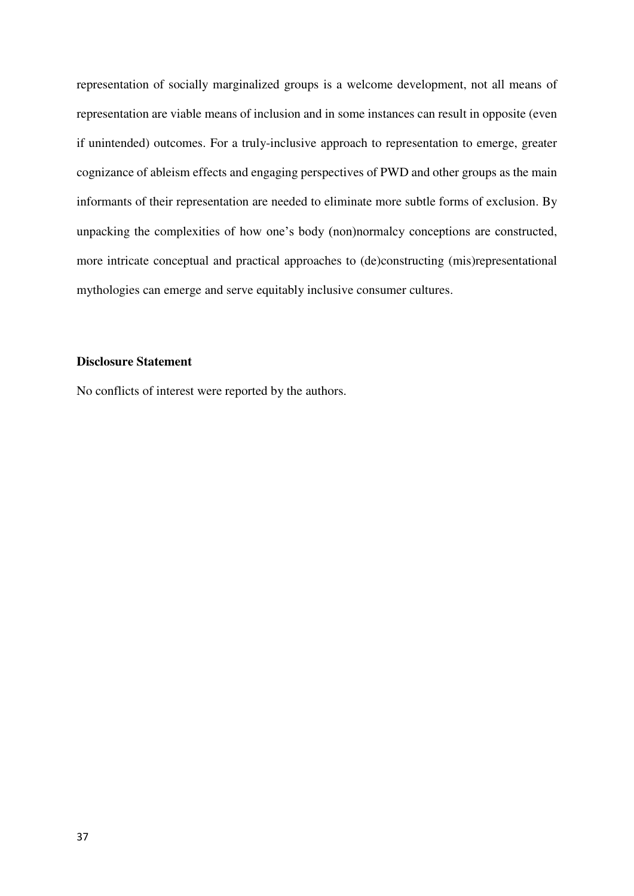representation of socially marginalized groups is a welcome development, not all means of representation are viable means of inclusion and in some instances can result in opposite (even if unintended) outcomes. For a truly-inclusive approach to representation to emerge, greater cognizance of ableism effects and engaging perspectives of PWD and other groups as the main informants of their representation are needed to eliminate more subtle forms of exclusion. By unpacking the complexities of how one's body (non)normalcy conceptions are constructed, more intricate conceptual and practical approaches to (de)constructing (mis)representational mythologies can emerge and serve equitably inclusive consumer cultures.

**Disclosure Statement**

No conflicts of interest were reported by the authors.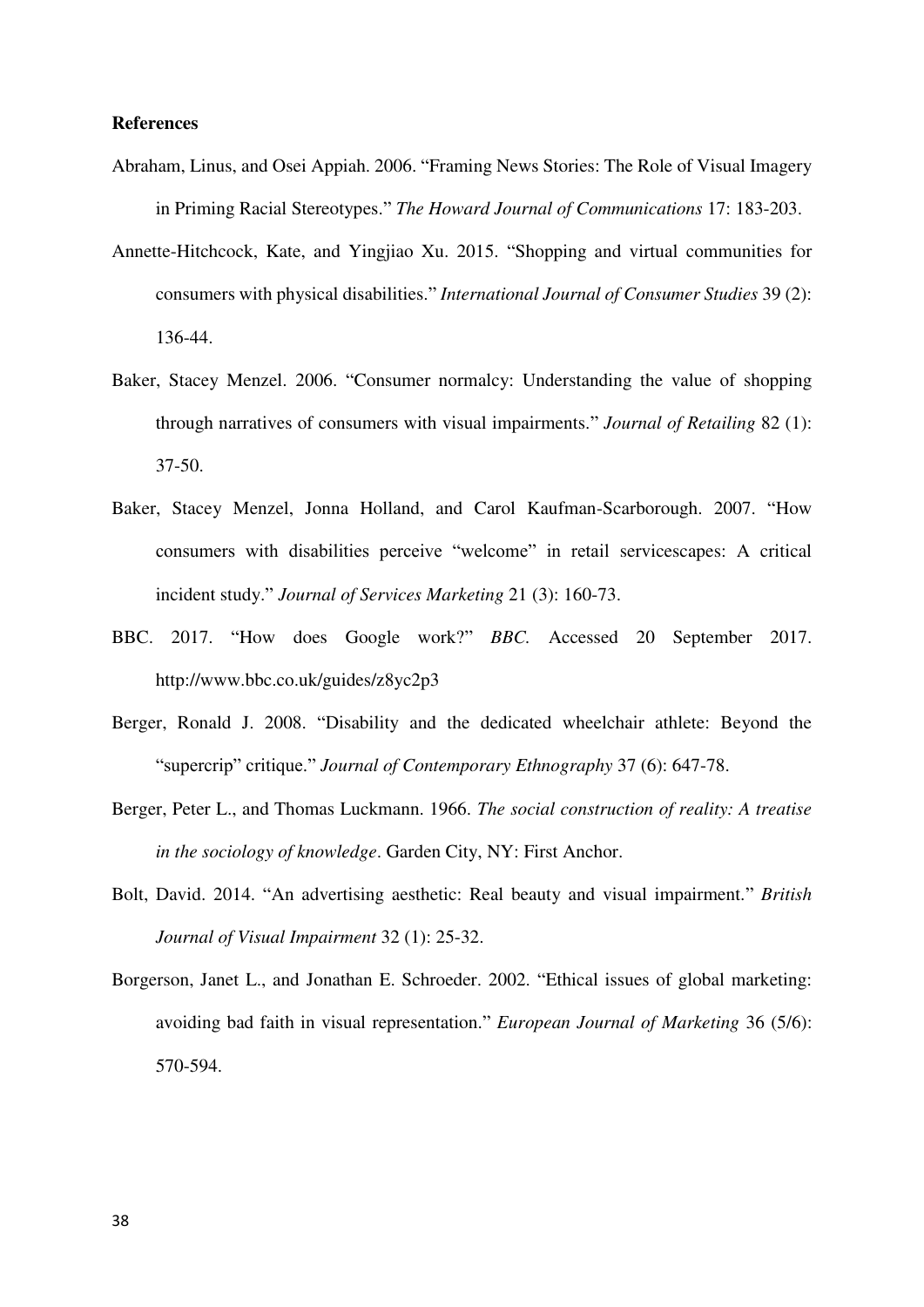**References**

Abraham, Linus, and Osei Appiah. 2006. "Framing News Stories: The Role of Visual Imagery in Priming Racial Stereotypes." *The Howard Journal of Communications* 17: 183-203.

Annette-Hitchcock, Kate, and Yingjiao Xu. 2015. "Shopping and virtual communities for consumers with physical disabilities." *International Journal of Consumer Studies* 39 (2): 136-44.

Baker, Stacey Menzel. 2006. "Consumer normalcy: Understanding the value of shopping through narratives of consumers with visual impairments." *Journal of Retailing* 82 (1): 37-50.

Baker, Stacey Menzel, Jonna Holland, and Carol Kaufman-Scarborough. 2007. "How consumers with disabilities perceive "welcome" in retail servicescapes: A critical incident study." *Journal of Services Marketing* 21 (3): 160-73.

BBC. 2017. "How does Google work?" *BBC.* Accessed 20 September 2017. http://www.bbc.co.uk/guides/z8yc2p3

Berger, Ronald J. 2008. "Disability and the dedicated wheelchair athlete: Beyond the "supercrip" critique." *Journal of Contemporary Ethnography* 37 (6): 647-78.

Berger, Peter L., and Thomas Luckmann. 1966. *The social construction of reality: A treatise in the sociology of knowledge*. Garden City, NY: First Anchor.

Bolt, David. 2014. "An advertising aesthetic: Real beauty and visual impairment." *British Journal of Visual Impairment* 32 (1): 25-32.

Borgerson, Janet L., and Jonathan E. Schroeder. 2002. "Ethical issues of global marketing: avoiding bad faith in visual representation." *European Journal of Marketing* 36 (5/6): 570-594.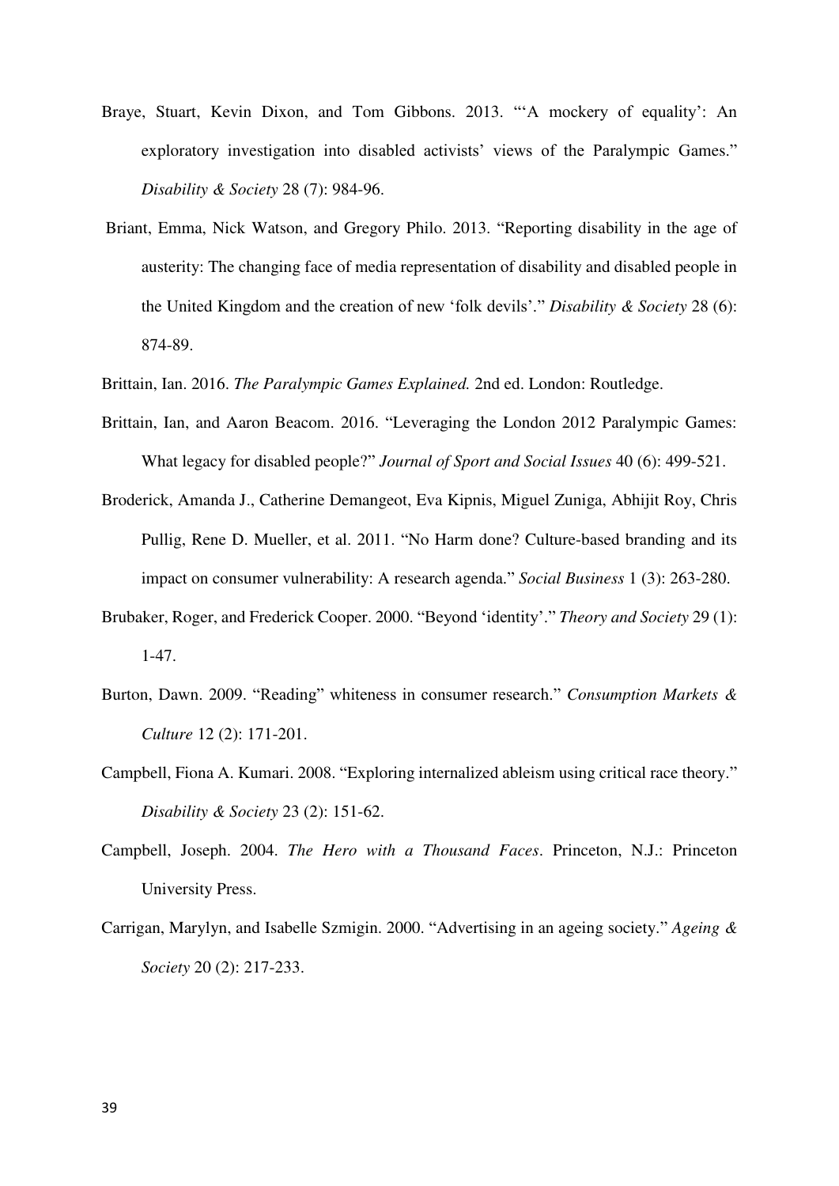Braye, Stuart, Kevin Dixon, and Tom Gibbons. 2013. "'A mockery of equality': An exploratory investigation into disabled activists' views of the Paralympic Games." *Disability & Society* 28 (7): 984-96.

Briant, Emma, Nick Watson, and Gregory Philo. 2013. "Reporting disability in the age of austerity: The changing face of media representation of disability and disabled people in the United Kingdom and the creation of new 'folk devils'." *Disability & Society* 28 (6): 874-89.

Brittain, Ian. 2016. *The Paralympic Games Explained.* 2nd ed. London: Routledge.

Brittain, Ian, and Aaron Beacom. 2016. "Leveraging the London 2012 Paralympic Games: What legacy for disabled people?" *Journal of Sport and Social Issues* 40 (6): 499-521.

Broderick, Amanda J., Catherine Demangeot, Eva Kipnis, Miguel Zuniga, Abhijit Roy, Chris Pullig, Rene D. Mueller, et al. 2011. "No Harm done? Culture-based branding and its impact on consumer vulnerability: A research agenda." *Social Business* 1 (3): 263-280.

Brubaker, Roger, and Frederick Cooper. 2000. "Beyond 'identity'." *Theory and Society* 29 (1): 1-47.

Burton, Dawn. 2009. "Reading" whiteness in consumer research." *Consumption Markets & Culture* 12 (2): 171-201.

Campbell, Fiona A. Kumari. 2008. "Exploring internalized ableism using critical race theory." *Disability & Society* 23 (2): 151-62.

Campbell, Joseph. 2004. *The Hero with a Thousand Faces*. Princeton, N.J.: Princeton University Press.

Carrigan, Marylyn, and Isabelle Szmigin. 2000. "Advertising in an ageing society." *Ageing & Society* 20 (2): 217-233.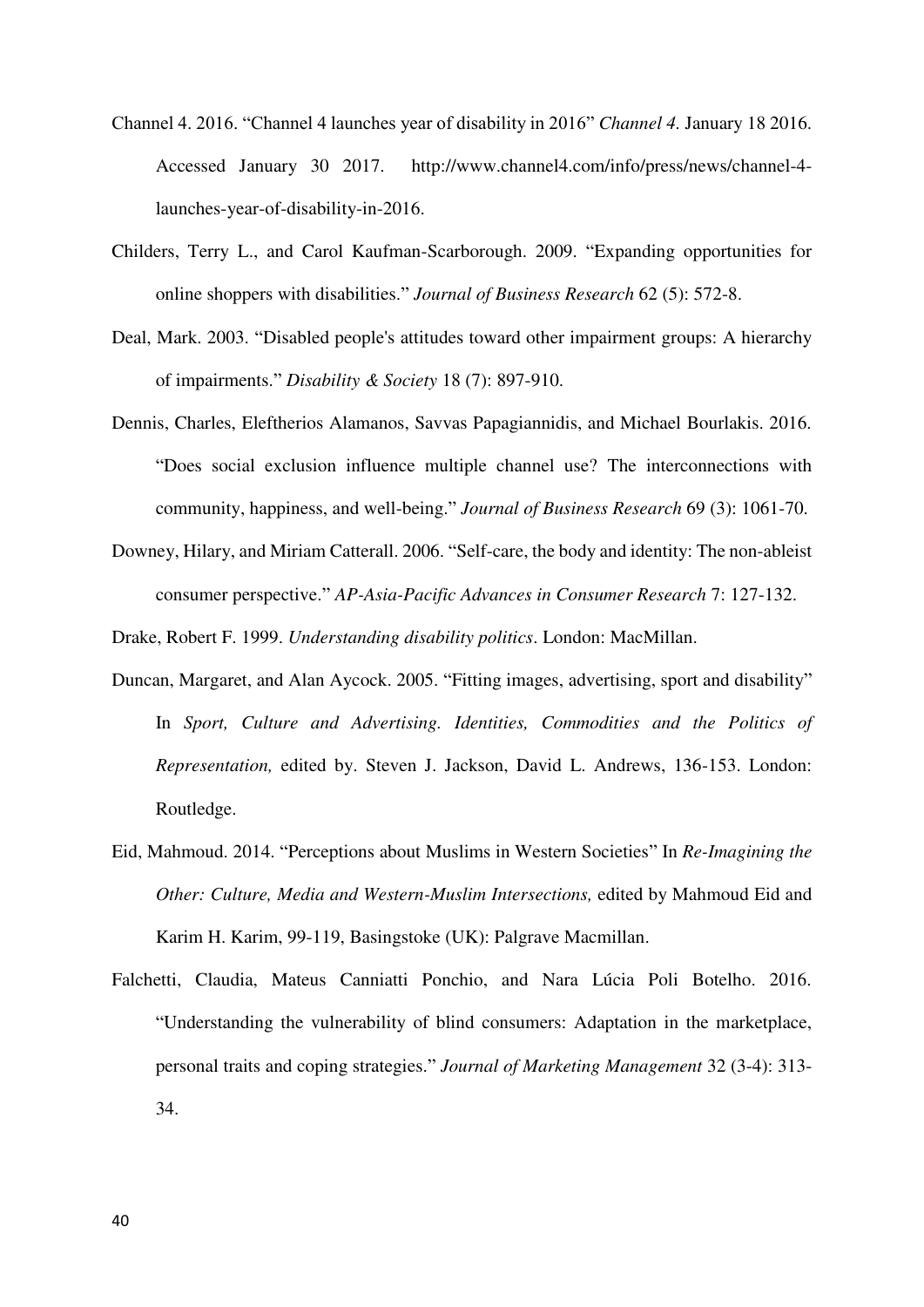Channel 4. 2016. "Channel 4 launches year of disability in 2016" *Channel 4.* January 18 2016. Accessed January 30 2017. http://www.channel4.com/info/press/news/channel-4-launches-year-of-disability-in-2016.

Childers, Terry L., and Carol Kaufman-Scarborough. 2009. "Expanding opportunities for online shoppers with disabilities." *Journal of Business Research* 62 (5): 572-8.

Deal, Mark. 2003. "Disabled people's attitudes toward other impairment groups: A hierarchy of impairments." *Disability & Society* 18 (7): 897-910.

Dennis, Charles, Eleftherios Alamanos, Savvas Papagiannidis, and Michael Bourlakis. 2016. "Does social exclusion influence multiple channel use? The interconnections with community, happiness, and well-being." *Journal of Business Research* 69 (3): 1061-70.

Downey, Hilary, and Miriam Catterall. 2006. "Self-care, the body and identity: The non-ableist consumer perspective." *AP-Asia-Pacific Advances in Consumer Research* 7: 127-132.

Drake, Robert F. 1999. *Understanding disability politics*. London: MacMillan.

Duncan, Margaret, and Alan Aycock. 2005. "Fitting images, advertising, sport and disability" In *Sport, Culture and Advertising. Identities, Commodities and the Politics of Representation,* edited by. Steven J. Jackson, David L. Andrews, 136-153. London: Routledge.

Eid, Mahmoud. 2014. "Perceptions about Muslims in Western Societies" In *Re-Imagining the Other: Culture, Media and Western-Muslim Intersections,* edited by Mahmoud Eid and Karim H. Karim, 99-119, Basingstoke (UK): Palgrave Macmillan.

Falchetti, Claudia, Mateus Canniatti Ponchio, and Nara Lúcia Poli Botelho. 2016. "Understanding the vulnerability of blind consumers: Adaptation in the marketplace, personal traits and coping strategies." *Journal of Marketing Management* 32 (3-4): 313-34.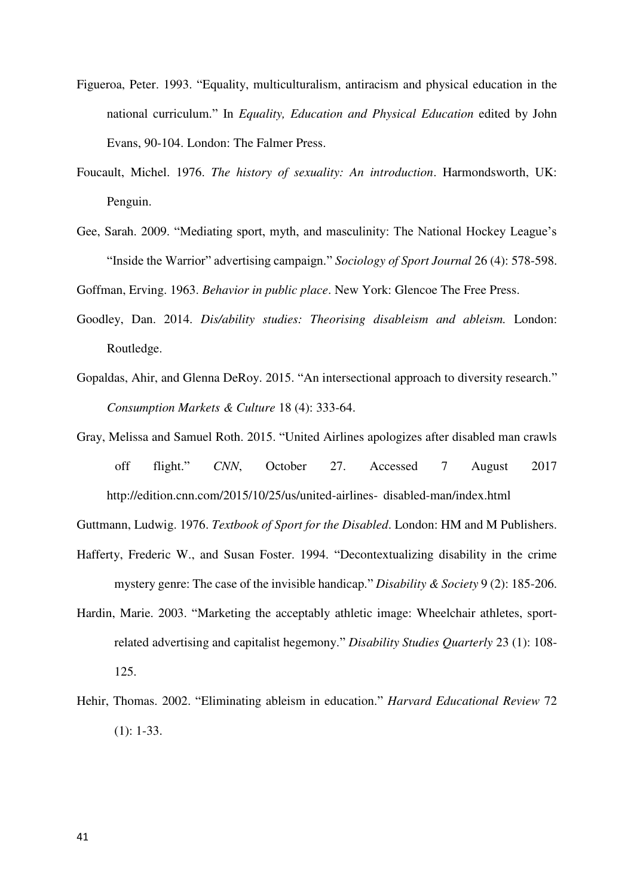Figueroa, Peter. 1993. "Equality, multiculturalism, antiracism and physical education in the national curriculum." In *Equality, Education and Physical Education* edited by John Evans, 90-104. London: The Falmer Press.

Foucault, Michel. 1976. *The history of sexuality: An introduction*. Harmondsworth, UK: Penguin.

Gee, Sarah. 2009. "Mediating sport, myth, and masculinity: The National Hockey League's "Inside the Warrior" advertising campaign." *Sociology of Sport Journal* 26 (4): 578-598.

Goffman, Erving. 1963. *Behavior in public place*. New York: Glencoe The Free Press.

Goodley, Dan. 2014. *Dis/ability studies: Theorising disableism and ableism.* London: Routledge.

Gopaldas, Ahir, and Glenna DeRoy. 2015. "An intersectional approach to diversity research." *Consumption Markets & Culture* 18 (4): 333-64.

Gray, Melissa and Samuel Roth. 2015. "United Airlines apologizes after disabled man crawls off flight." *CNN*, October 27. Accessed 7 August 2017 http://edition.cnn.com/2015/10/25/us/united-airlines- disabled-man/index.html

Guttmann, Ludwig. 1976. *Textbook of Sport for the Disabled*. London: HM and M Publishers.

Hafferty, Frederic W., and Susan Foster. 1994. "Decontextualizing disability in the crime mystery genre: The case of the invisible handicap." *Disability & Society* 9 (2): 185-206.

Hardin, Marie. 2003. "Marketing the acceptably athletic image: Wheelchair athletes, sport-related advertising and capitalist hegemony." *Disability Studies Quarterly* 23 (1): 108-125.

Hehir, Thomas. 2002. "Eliminating ableism in education." *Harvard Educational Review* 72 (1): 1-33.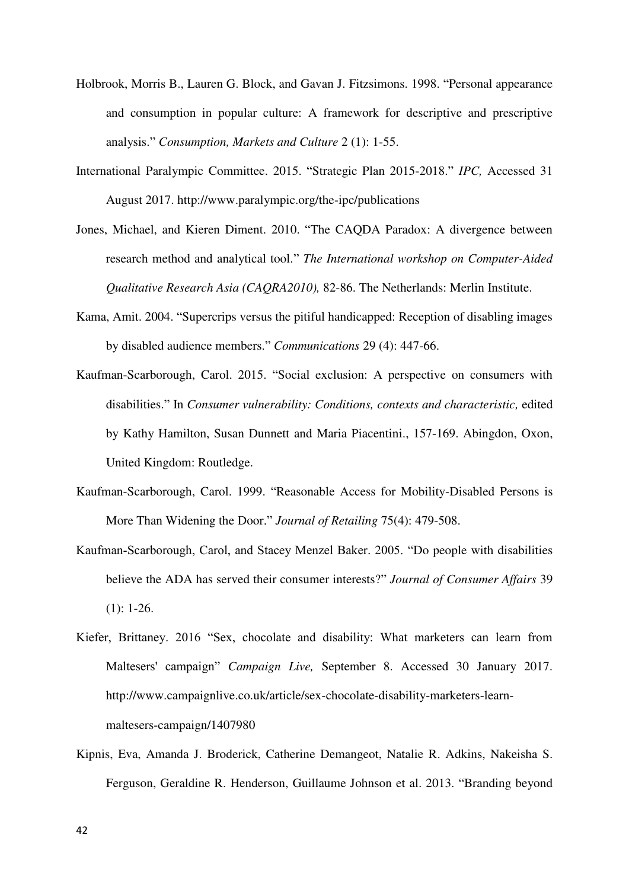Holbrook, Morris B., Lauren G. Block, and Gavan J. Fitzsimons. 1998. "Personal appearance and consumption in popular culture: A framework for descriptive and prescriptive analysis." *Consumption, Markets and Culture* 2 (1): 1-55.

International Paralympic Committee. 2015. "Strategic Plan 2015-2018." *IPC,* Accessed 31 August 2017. http://www.paralympic.org/the-ipc/publications

Jones, Michael, and Kieren Diment. 2010. "The CAQDA Paradox: A divergence between research method and analytical tool." *The International workshop on Computer-Aided Qualitative Research Asia (CAQRA2010),* 82-86. The Netherlands: Merlin Institute.

Kama, Amit. 2004. "Supercrips versus the pitiful handicapped: Reception of disabling images by disabled audience members." *Communications* 29 (4): 447-66.

Kaufman-Scarborough, Carol. 2015. "Social exclusion: A perspective on consumers with disabilities." In *Consumer vulnerability: Conditions, contexts and characteristic,* edited by Kathy Hamilton, Susan Dunnett and Maria Piacentini., 157-169. Abingdon, Oxon, United Kingdom: Routledge.

Kaufman-Scarborough, Carol. 1999. "Reasonable Access for Mobility-Disabled Persons is More Than Widening the Door." *Journal of Retailing* 75(4): 479-508.

Kaufman-Scarborough, Carol, and Stacey Menzel Baker. 2005. "Do people with disabilities believe the ADA has served their consumer interests?" *Journal of Consumer Affairs* 39 (1): 1-26.

Kiefer, Brittaney. 2016 "Sex, chocolate and disability: What marketers can learn from Maltesers' campaign" *Campaign Live,* September 8. Accessed 30 January 2017. http://www.campaignlive.co.uk/article/sex-chocolate-disability-marketers-learn-maltesers-campaign/1407980

Kipnis, Eva, Amanda J. Broderick, Catherine Demangeot, Natalie R. Adkins, Nakeisha S. Ferguson, Geraldine R. Henderson, Guillaume Johnson et al. 2013. "Branding beyond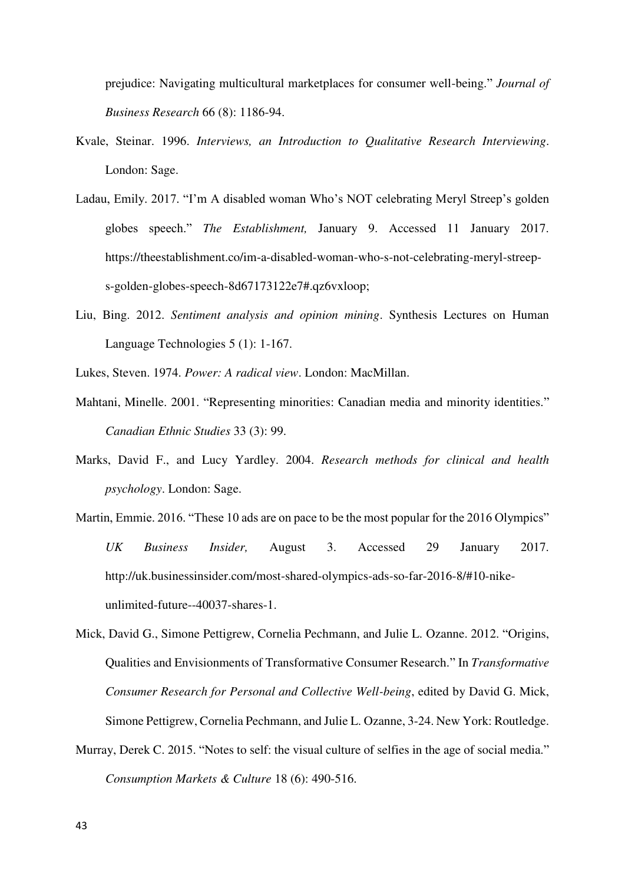prejudice: Navigating multicultural marketplaces for consumer well-being." *Journal of Business Research* 66 (8): 1186-94.

Kvale, Steinar. 1996. *Interviews, an Introduction to Qualitative Research Interviewing*. London: Sage.

Ladau, Emily. 2017. "I'm A disabled woman Who's NOT celebrating Meryl Streep's golden globes speech." *The Establishment,* January 9. Accessed 11 January 2017. https://theestablishment.co/im-a-disabled-woman-who-s-not-celebrating-meryl-streep-s-golden-globes-speech-8d67173122e7#.qz6vxloop;

Liu, Bing. 2012. *Sentiment analysis and opinion mining*. Synthesis Lectures on Human Language Technologies 5 (1): 1-167.

Lukes, Steven. 1974. *Power: A radical view*. London: MacMillan.

Mahtani, Minelle. 2001. "Representing minorities: Canadian media and minority identities." *Canadian Ethnic Studies* 33 (3): 99.

Marks, David F., and Lucy Yardley. 2004. *Research methods for clinical and health psychology*. London: Sage.

Martin, Emmie. 2016. "These 10 ads are on pace to be the most popular for the 2016 Olympics" *UK Business Insider,* August 3. Accessed 29 January 2017. http://uk.businessinsider.com/most-shared-olympics-ads-so-far-2016-8/#10-nike-unlimited-future--40037-shares-1.

Mick, David G., Simone Pettigrew, Cornelia Pechmann, and Julie L. Ozanne. 2012. "Origins, Qualities and Envisionments of Transformative Consumer Research." In *Transformative Consumer Research for Personal and Collective Well-being*, edited by David G. Mick, Simone Pettigrew, Cornelia Pechmann, and Julie L. Ozanne, 3-24. New York: Routledge.

Murray, Derek C. 2015. "Notes to self: the visual culture of selfies in the age of social media." *Consumption Markets & Culture* 18 (6): 490-516.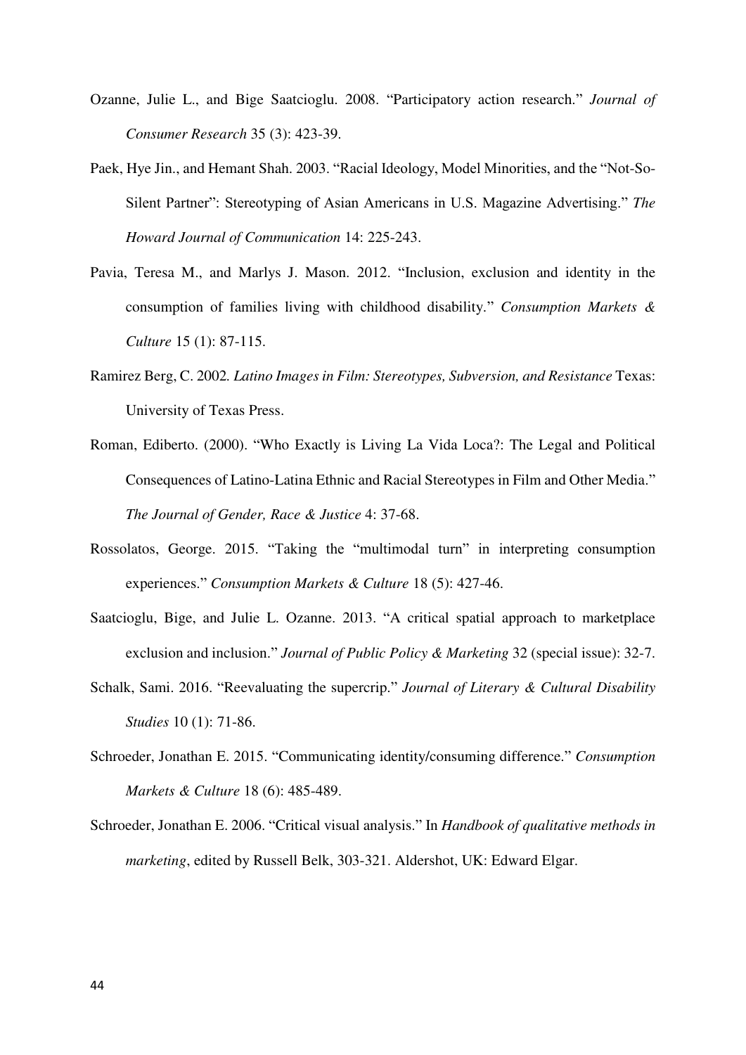Ozanne, Julie L., and Bige Saatcioglu. 2008. "Participatory action research." *Journal of Consumer Research* 35 (3): 423-39.

Paek, Hye Jin., and Hemant Shah. 2003. "Racial Ideology, Model Minorities, and the "Not-So-Silent Partner": Stereotyping of Asian Americans in U.S. Magazine Advertising." *The Howard Journal of Communication* 14: 225-243.

Pavia, Teresa M., and Marlys J. Mason. 2012. "Inclusion, exclusion and identity in the consumption of families living with childhood disability." *Consumption Markets & Culture* 15 (1): 87-115.

Ramirez Berg, C. 2002. *Latino Images in Film: Stereotypes, Subversion, and Resistance* Texas: University of Texas Press.

Roman, Ediberto. (2000). "Who Exactly is Living La Vida Loca?: The Legal and Political Consequences of Latino-Latina Ethnic and Racial Stereotypes in Film and Other Media." *The Journal of Gender, Race & Justice* 4: 37-68.

Rossolatos, George. 2015. "Taking the "multimodal turn" in interpreting consumption experiences." *Consumption Markets & Culture* 18 (5): 427-46.

Saatcioglu, Bige, and Julie L. Ozanne. 2013. "A critical spatial approach to marketplace exclusion and inclusion." *Journal of Public Policy & Marketing* 32 (special issue): 32-7.

Schalk, Sami. 2016. "Reevaluating the supercrip." *Journal of Literary & Cultural Disability Studies* 10 (1): 71-86.

Schroeder, Jonathan E. 2015. "Communicating identity/consuming difference." *Consumption Markets & Culture* 18 (6): 485-489.

Schroeder, Jonathan E. 2006. "Critical visual analysis." In *Handbook of qualitative methods in marketing*, edited by Russell Belk, 303-321. Aldershot, UK: Edward Elgar.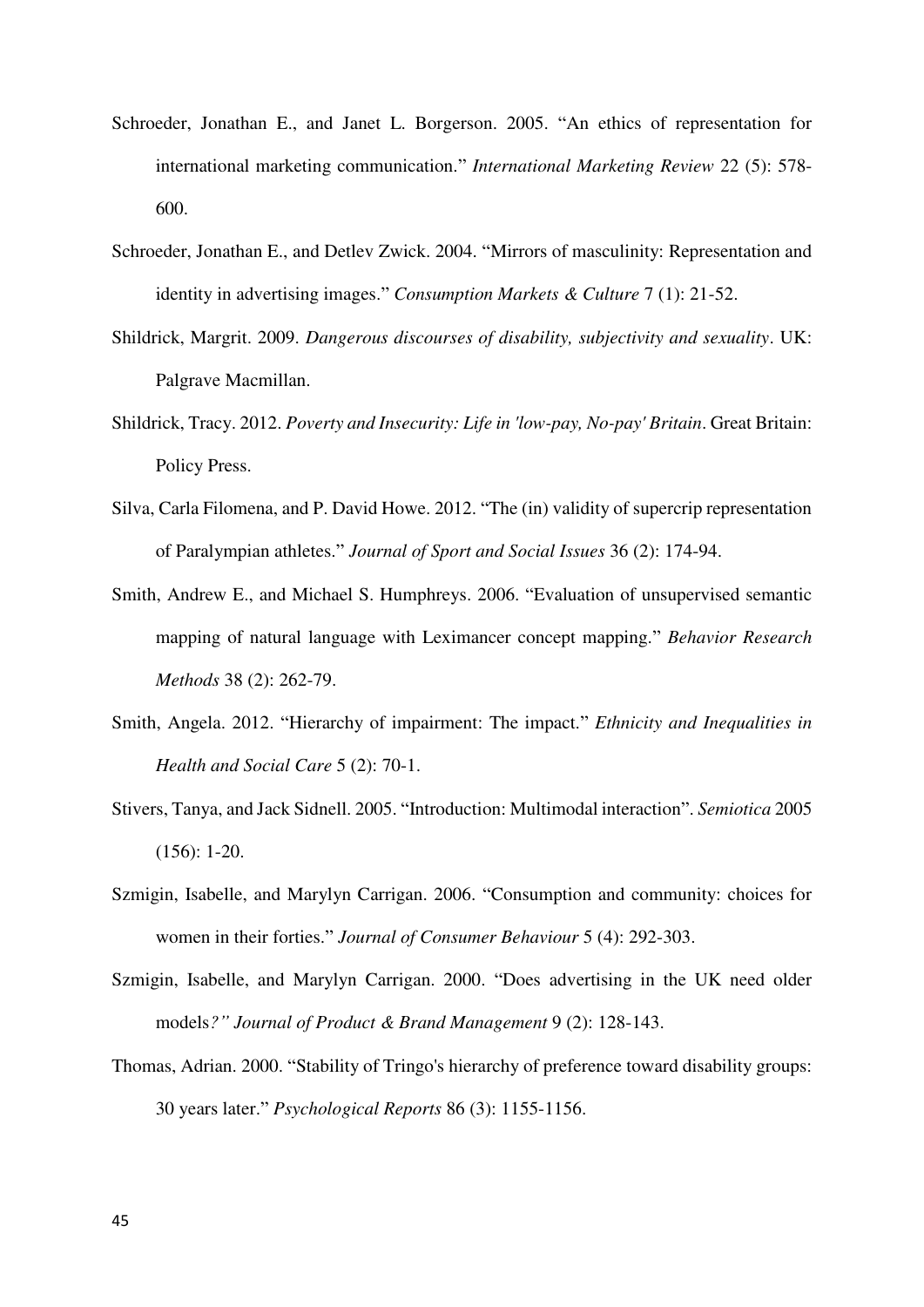Schroeder, Jonathan E., and Janet L. Borgerson. 2005. "An ethics of representation for international marketing communication." *International Marketing Review* 22 (5): 578-600.

Schroeder, Jonathan E., and Detlev Zwick. 2004. "Mirrors of masculinity: Representation and identity in advertising images." *Consumption Markets & Culture* 7 (1): 21-52.

Shildrick, Margrit. 2009. *Dangerous discourses of disability, subjectivity and sexuality*. UK: Palgrave Macmillan.

Shildrick, Tracy. 2012. *Poverty and Insecurity: Life in 'low-pay, No-pay' Britain*. Great Britain: Policy Press.

Silva, Carla Filomena, and P. David Howe. 2012. "The (in) validity of supercrip representation of Paralympian athletes." *Journal of Sport and Social Issues* 36 (2): 174-94.

Smith, Andrew E., and Michael S. Humphreys. 2006. "Evaluation of unsupervised semantic mapping of natural language with Leximancer concept mapping." *Behavior Research Methods* 38 (2): 262-79.

Smith, Angela. 2012. "Hierarchy of impairment: The impact." *Ethnicity and Inequalities in Health and Social Care* 5 (2): 70-1.

Stivers, Tanya, and Jack Sidnell. 2005. "Introduction: Multimodal interaction". *Semiotica* 2005 (156): 1-20.

Szmigin, Isabelle, and Marylyn Carrigan. 2006. "Consumption and community: choices for women in their forties." *Journal of Consumer Behaviour* 5 (4): 292-303.

Szmigin, Isabelle, and Marylyn Carrigan. 2000. "Does advertising in the UK need older models*?" Journal of Product & Brand Management* 9 (2): 128-143.

Thomas, Adrian. 2000. "Stability of Tringo's hierarchy of preference toward disability groups: 30 years later." *Psychological Reports* 86 (3): 1155-1156.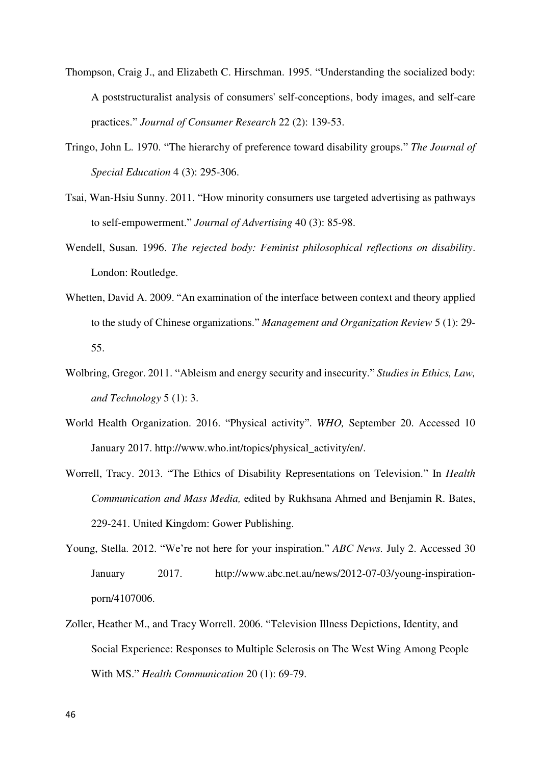Thompson, Craig J., and Elizabeth C. Hirschman. 1995. "Understanding the socialized body: A poststructuralist analysis of consumers' self-conceptions, body images, and self-care practices." *Journal of Consumer Research* 22 (2): 139-53.

Tringo, John L. 1970. "The hierarchy of preference toward disability groups." *The Journal of Special Education* 4 (3): 295-306.

Tsai, Wan-Hsiu Sunny. 2011. "How minority consumers use targeted advertising as pathways to self-empowerment." *Journal of Advertising* 40 (3): 85-98.

Wendell, Susan. 1996. *The rejected body: Feminist philosophical reflections on disability*. London: Routledge.

Whetten, David A. 2009. "An examination of the interface between context and theory applied to the study of Chinese organizations." *Management and Organization Review* 5 (1): 29-55.

Wolbring, Gregor. 2011. "Ableism and energy security and insecurity." *Studies in Ethics, Law, and Technology* 5 (1): 3.

World Health Organization. 2016. "Physical activity". *WHO,* September 20. Accessed 10 January 2017. http://www.who.int/topics/physical_activity/en/.

Worrell, Tracy. 2013. "The Ethics of Disability Representations on Television." In *Health Communication and Mass Media,* edited by Rukhsana Ahmed and Benjamin R. Bates, 229-241. United Kingdom: Gower Publishing.

Young, Stella. 2012. "We're not here for your inspiration." *ABC News.* July 2. Accessed 30 January 2017. http://www.abc.net.au/news/2012-07-03/young-inspiration-porn/4107006.

Zoller, Heather M., and Tracy Worrell. 2006. "Television Illness Depictions, Identity, and Social Experience: Responses to Multiple Sclerosis on The West Wing Among People With MS." *Health Communication* 20 (1): 69-79.